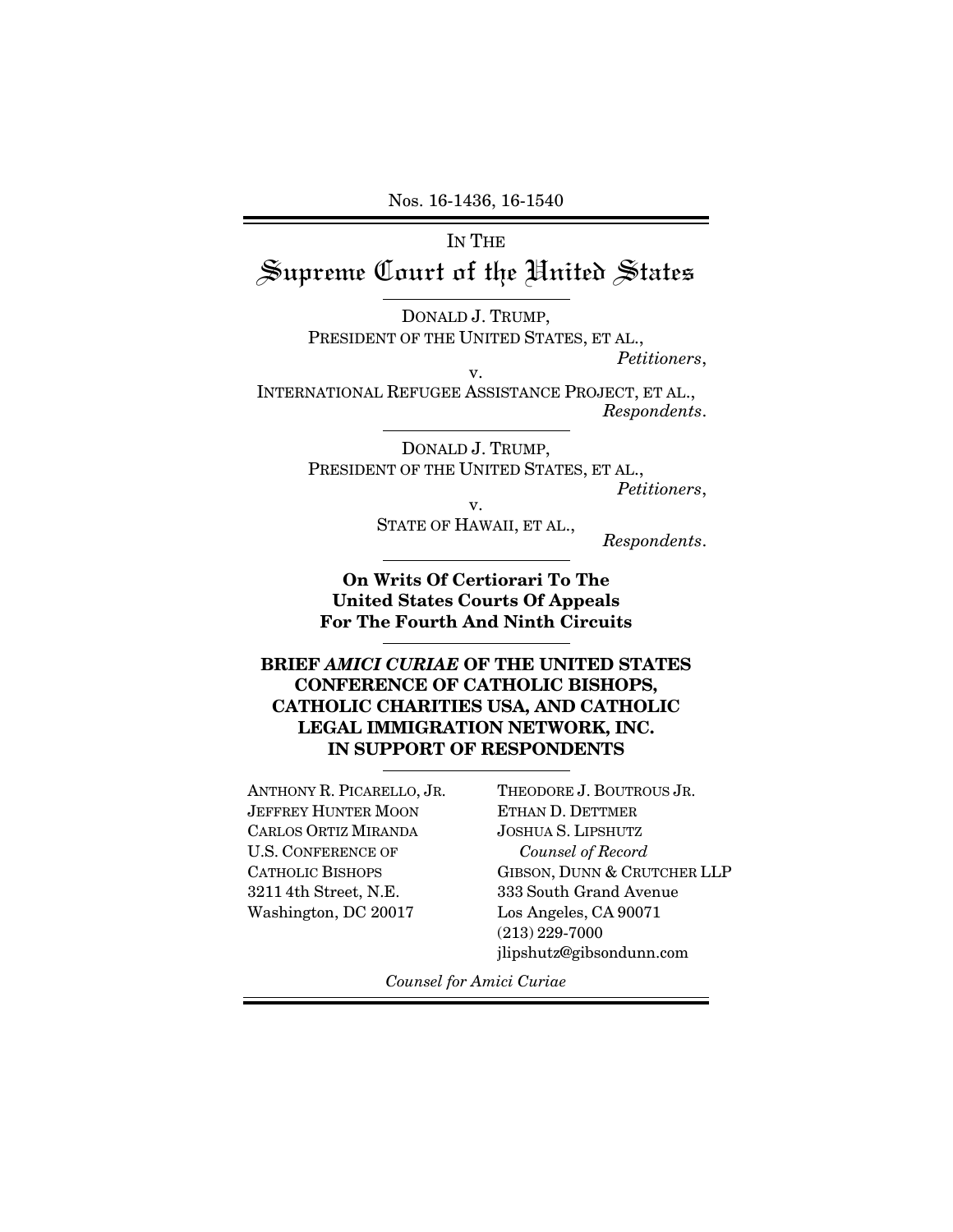Nos. 16-1436, 16-1540

IN THE

# Supreme Court of the United States

DONALD J. TRUMP,
PRESIDENT OF THE UNITED STATES, ET AL.,
*Petitioners*,

v.

INTERNATIONAL REFUGEE ASSISTANCE PROJECT, ET AL.,
*Respondents*.

DONALD J. TRUMP,
PRESIDENT OF THE UNITED STATES, ET AL.,
*Petitioners*,

v.

STATE OF HAWAII, ET AL.,
*Respondents*.

**On Writs Of Certiorari To The United States Courts Of Appeals For The Fourth And Ninth Circuits**

**BRIEF *AMICI CURIAE* OF THE UNITED STATES CONFERENCE OF CATHOLIC BISHOPS, CATHOLIC CHARITIES USA, AND CATHOLIC LEGAL IMMIGRATION NETWORK, INC. IN SUPPORT OF RESPONDENTS**

ANTHONY R. PICARELLO, JR.
JEFFREY HUNTER MOON
CARLOS ORTIZ MIRANDA
U.S. CONFERENCE OF CATHOLIC BISHOPS
3211 4th Street, N.E.
Washington, DC 20017

THEODORE J. BOUTROUS JR.
ETHAN D. DETTMER
JOSHUA S. LIPSHUTZ
*Counsel of Record*
GIBSON, DUNN & CRUTCHER LLP
333 South Grand Avenue
Los Angeles, CA 90071
(213) 229-7000
jlipshutz@gibsondunn.com

*Counsel for Amici Curiae*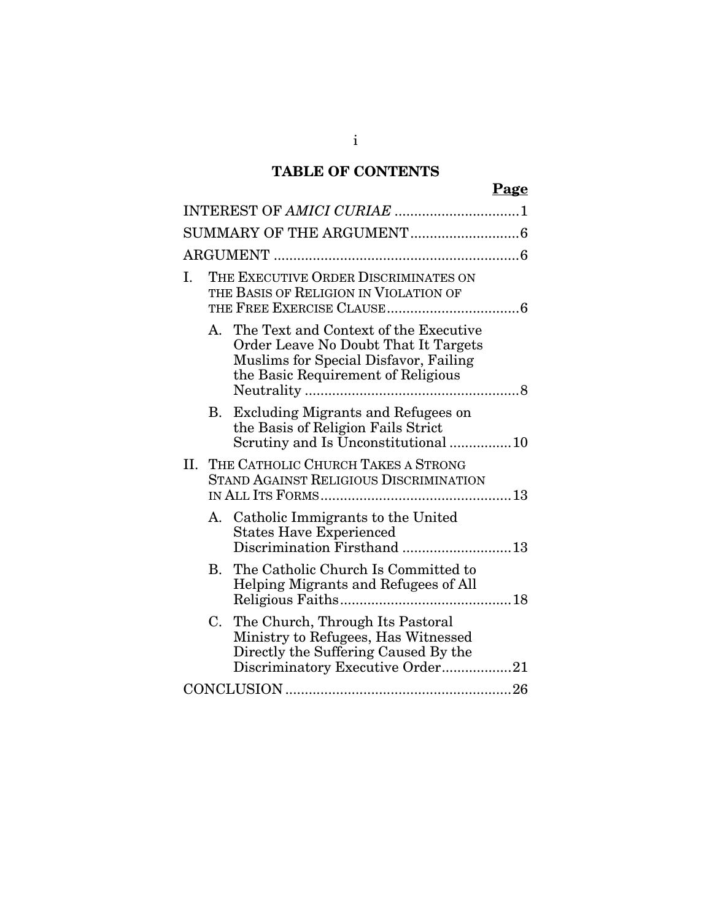# TABLE OF CONTENTS

**Page**

INTEREST OF *AMICI CURIAE* .................................1

SUMMARY OF THE ARGUMENT............................6

ARGUMENT ...............................................................6

I. THE EXECUTIVE ORDER DISCRIMINATES ON THE BASIS OF RELIGION IN VIOLATION OF THE FREE EXERCISE CLAUSE..................................6

   A. The Text and Context of the Executive Order Leave No Doubt That It Targets Muslims for Special Disfavor, Failing the Basic Requirement of Religious Neutrality .......................................................8

   B. Excluding Migrants and Refugees on the Basis of Religion Fails Strict Scrutiny and Is Unconstitutional ................10

II. THE CATHOLIC CHURCH TAKES A STRONG STAND AGAINST RELIGIOUS DISCRIMINATION IN ALL ITS FORMS.................................................13

   A. Catholic Immigrants to the United States Have Experienced Discrimination Firsthand ............................13

   B. The Catholic Church Is Committed to Helping Migrants and Refugees of All Religious Faiths............................................18

   C. The Church, Through Its Pastoral Ministry to Refugees, Has Witnessed Directly the Suffering Caused By the Discriminatory Executive Order..................21

CONCLUSION ..........................................................26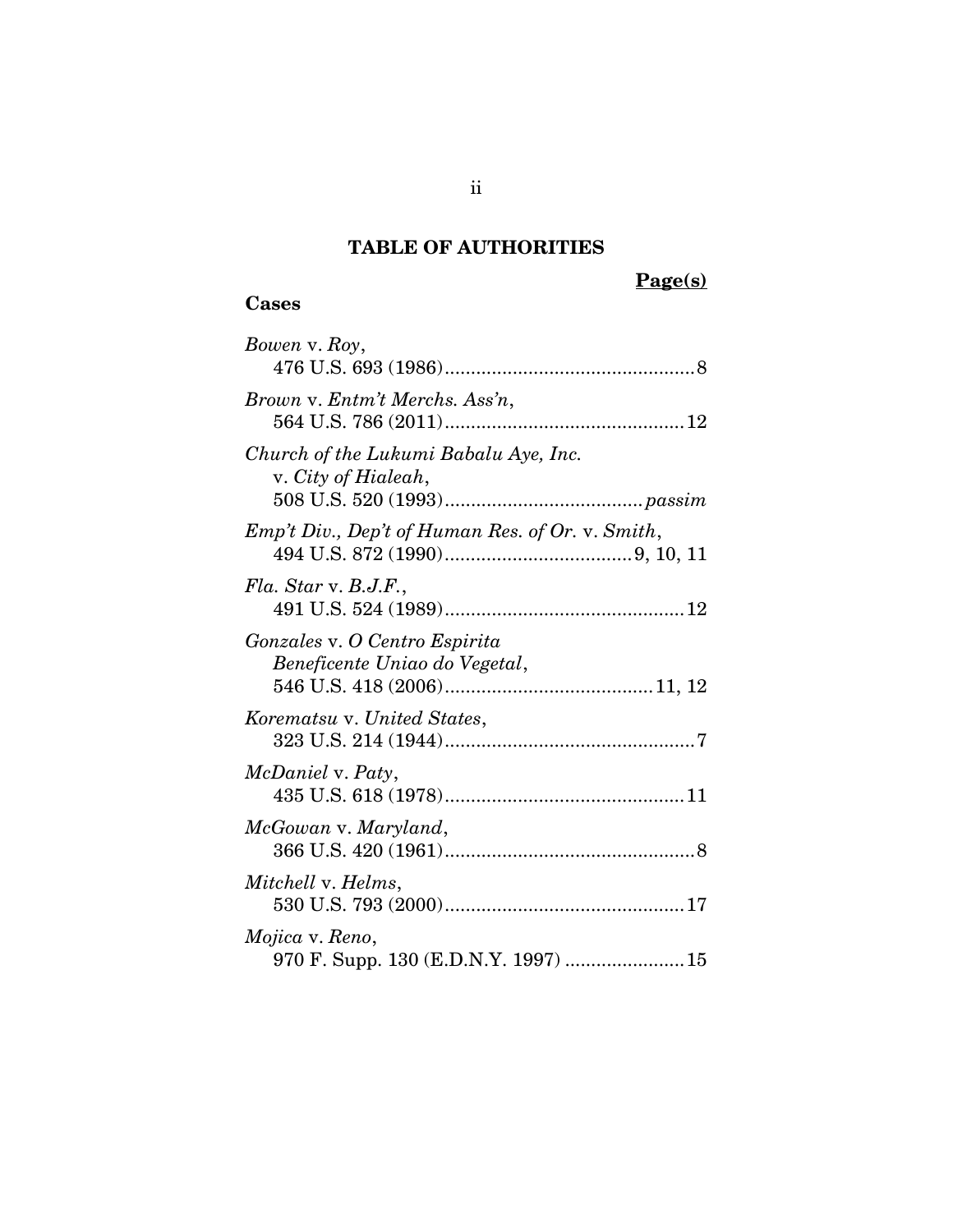## TABLE OF AUTHORITIES

**Page(s)**

**Cases**

*Bowen* v. *Roy*,
476 U.S. 693 (1986) ................................................ 8

*Brown* v. *Entm't Merchs. Ass'n*,
564 U.S. 786 (2011) .............................................. 12

*Church of the Lukumi Babalu Aye, Inc.* v. *City of Hialeah*,
508 U.S. 520 (1993) ...................................... *passim*

*Emp't Div., Dep't of Human Res. of Or.* v. *Smith*,
494 U.S. 872 (1990) .................................... 9, 10, 11

*Fla. Star* v. *B.J.F.*,
491 U.S. 524 (1989) .............................................. 12

*Gonzales* v. *O Centro Espirita Beneficente Uniao do Vegetal*,
546 U.S. 418 (2006) ........................................ 11, 12

*Korematsu* v. *United States*,
323 U.S. 214 (1944) ................................................ 7

*McDaniel* v. *Paty*,
435 U.S. 618 (1978) .............................................. 11

*McGowan* v. *Maryland*,
366 U.S. 420 (1961) ................................................ 8

*Mitchell* v. *Helms*,
530 U.S. 793 (2000) .............................................. 17

*Mojica* v. *Reno*,
970 F. Supp. 130 (E.D.N.Y. 1997) ....................... 15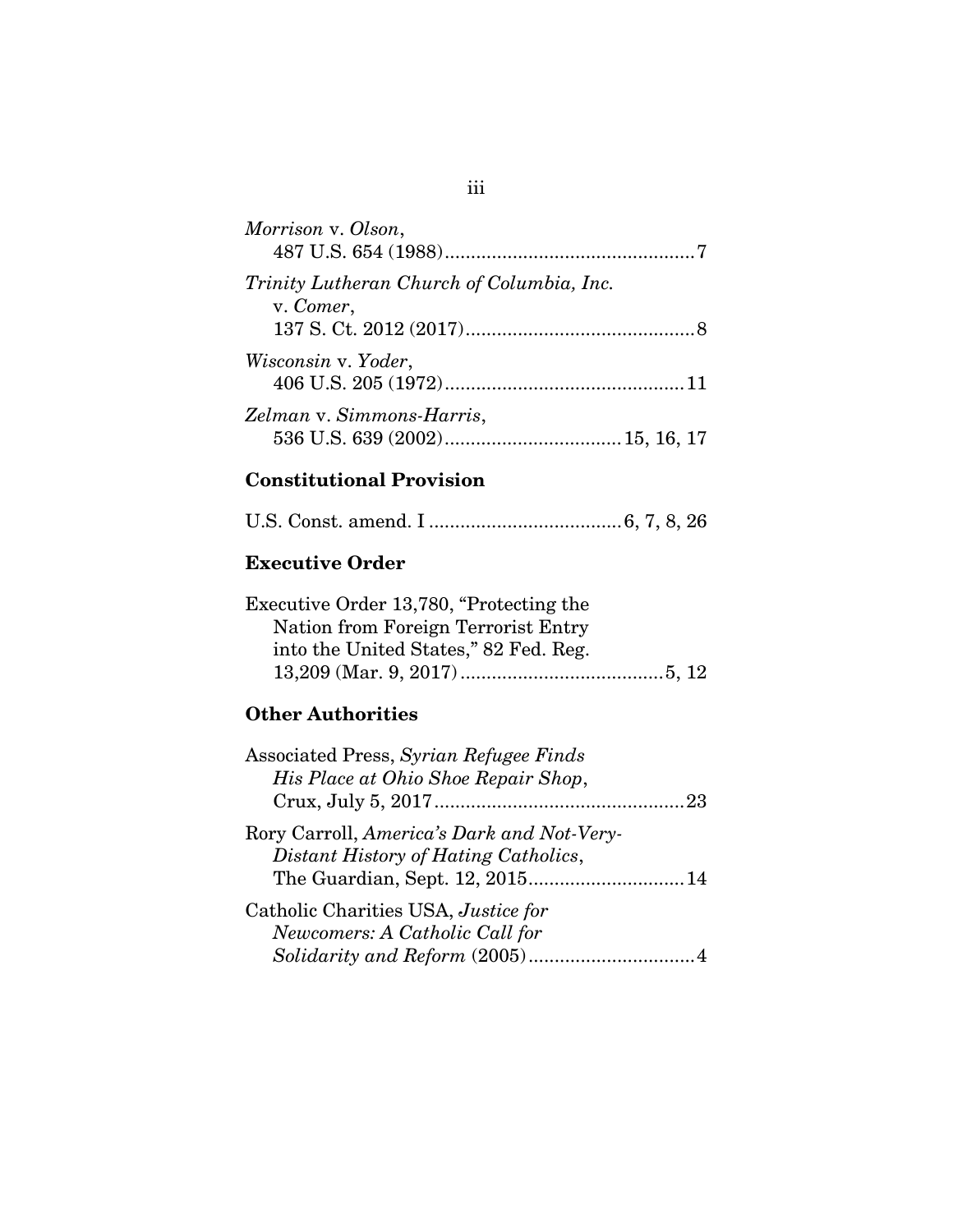*Morrison* v. *Olson*,
487 U.S. 654 (1988)................................................7

*Trinity Lutheran Church of Columbia, Inc.* v. *Comer*,
137 S. Ct. 2012 (2017)............................................8

*Wisconsin* v. *Yoder*,
406 U.S. 205 (1972)..............................................11

*Zelman* v. *Simmons-Harris*,
536 U.S. 639 (2002)..................................15, 16, 17

## Constitutional Provision

U.S. Const. amend. I .....................................6, 7, 8, 26

## Executive Order

Executive Order 13,780, "Protecting the Nation from Foreign Terrorist Entry into the United States," 82 Fed. Reg. 13,209 (Mar. 9, 2017).......................................5, 12

## Other Authorities

Associated Press, *Syrian Refugee Finds His Place at Ohio Shoe Repair Shop*, Crux, July 5, 2017................................................23

Rory Carroll, *America's Dark and Not-Very-Distant History of Hating Catholics*, The Guardian, Sept. 12, 2015..............................14

Catholic Charities USA, *Justice for Newcomers: A Catholic Call for Solidarity and Reform* (2005)................................4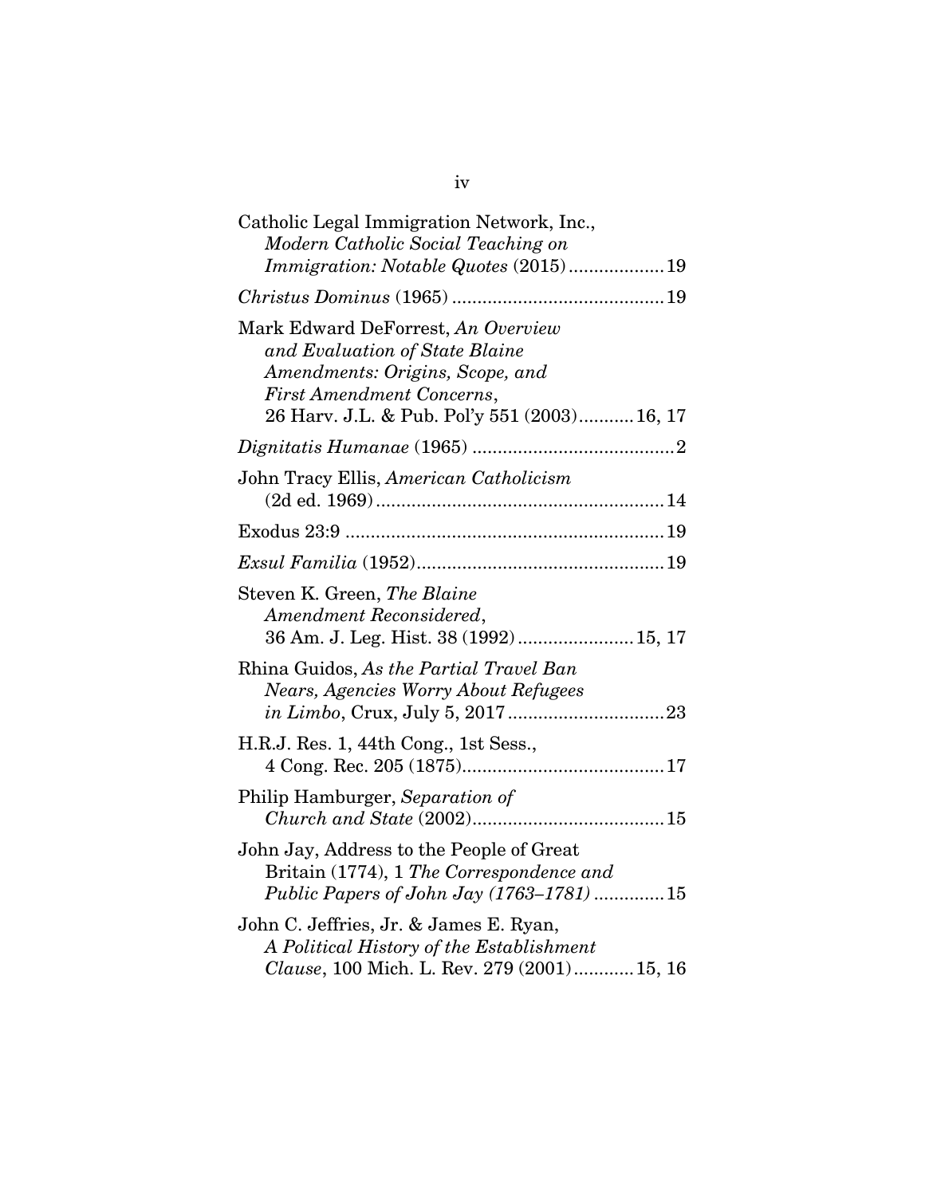Catholic Legal Immigration Network, Inc., *Modern Catholic Social Teaching on Immigration: Notable Quotes* (2015) .................. 19

*Christus Dominus* (1965) .......................................... 19

Mark Edward DeForrest, *An Overview and Evaluation of State Blaine Amendments: Origins, Scope, and First Amendment Concerns*, 26 Harv. J.L. & Pub. Pol'y 551 (2003) ........... 16, 17

*Dignitatis Humanae* (1965) ........................................ 2

John Tracy Ellis, *American Catholicism* (2d ed. 1969) ........................................................ 14

Exodus 23:9 ............................................................... 19

*Exsul Familia* (1952) ................................................ 19

Steven K. Green, *The Blaine Amendment Reconsidered*, 36 Am. J. Leg. Hist. 38 (1992) ....................... 15, 17

Rhina Guidos, *As the Partial Travel Ban Nears, Agencies Worry About Refugees in Limbo*, Crux, July 5, 2017 ............................... 23

H.R.J. Res. 1, 44th Cong., 1st Sess., 4 Cong. Rec. 205 (1875) ........................................ 17

Philip Hamburger, *Separation of Church and State* (2002) ...................................... 15

John Jay, Address to the People of Great Britain (1774), 1 *The Correspondence and Public Papers of John Jay (1763–1781)* .............. 15

John C. Jeffries, Jr. & James E. Ryan, *A Political History of the Establishment Clause*, 100 Mich. L. Rev. 279 (2001) ............ 15, 16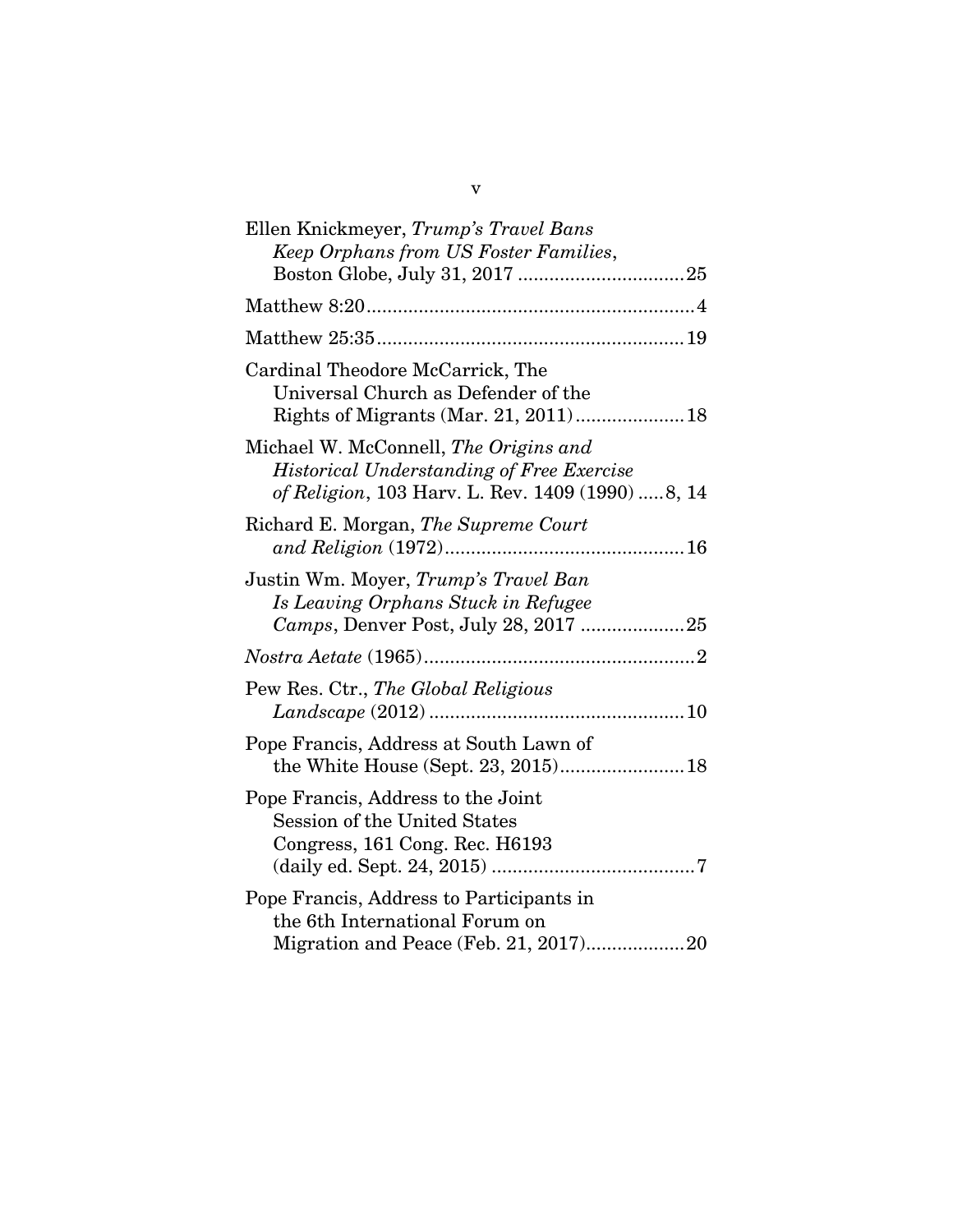Ellen Knickmeyer, *Trump's Travel Bans Keep Orphans from US Foster Families*, Boston Globe, July 31, 2017 ................................25

Matthew 8:20...............................................................4

Matthew 25:35...........................................................19

Cardinal Theodore McCarrick, The Universal Church as Defender of the Rights of Migrants (Mar. 21, 2011).....................18

Michael W. McConnell, *The Origins and Historical Understanding of Free Exercise of Religion*, 103 Harv. L. Rev. 1409 (1990) .....8, 14

Richard E. Morgan, *The Supreme Court and Religion* (1972)..............................................16

Justin Wm. Moyer, *Trump's Travel Ban Is Leaving Orphans Stuck in Refugee Camps*, Denver Post, July 28, 2017 ....................25

*Nostra Aetate* (1965)....................................................2

Pew Res. Ctr., *The Global Religious Landscape* (2012) .................................................10

Pope Francis, Address at South Lawn of the White House (Sept. 23, 2015)........................18

Pope Francis, Address to the Joint Session of the United States Congress, 161 Cong. Rec. H6193 (daily ed. Sept. 24, 2015) .......................................7

Pope Francis, Address to Participants in the 6th International Forum on Migration and Peace (Feb. 21, 2017)...................20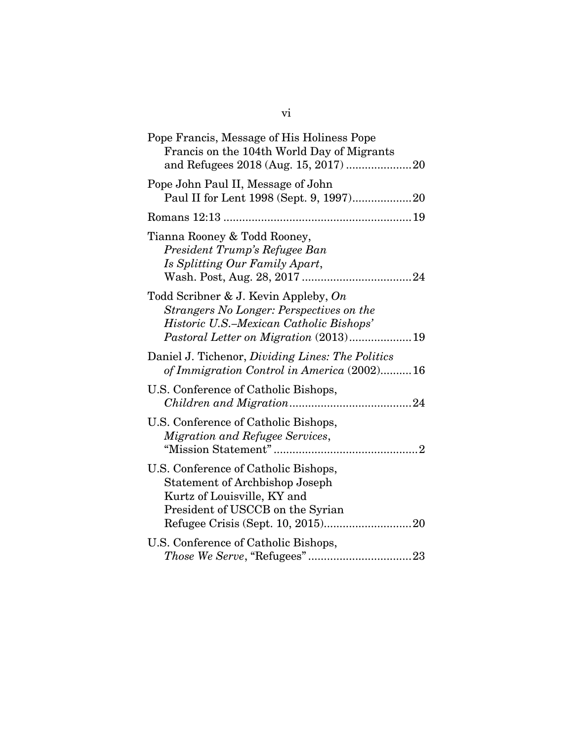Pope Francis, Message of His Holiness Pope Francis on the 104th World Day of Migrants and Refugees 2018 (Aug. 15, 2017) ..................... 20

Pope John Paul II, Message of John Paul II for Lent 1998 (Sept. 9, 1997)................... 20

Romans 12:13 ............................................................ 19

Tianna Rooney & Todd Rooney, *President Trump's Refugee Ban Is Splitting Our Family Apart*, Wash. Post, Aug. 28, 2017 .................................. 24

Todd Scribner & J. Kevin Appleby, *On Strangers No Longer: Perspectives on the Historic U.S.–Mexican Catholic Bishops' Pastoral Letter on Migration* (2013).................... 19

Daniel J. Tichenor, *Dividing Lines: The Politics of Immigration Control in America* (2002).......... 16

U.S. Conference of Catholic Bishops, *Children and Migration*....................................... 24

U.S. Conference of Catholic Bishops, *Migration and Refugee Services*, "Mission Statement" .............................................. 2

U.S. Conference of Catholic Bishops, Statement of Archbishop Joseph Kurtz of Louisville, KY and President of USCCB on the Syrian Refugee Crisis (Sept. 10, 2015)............................ 20

U.S. Conference of Catholic Bishops, *Those We Serve*, "Refugees" ................................. 23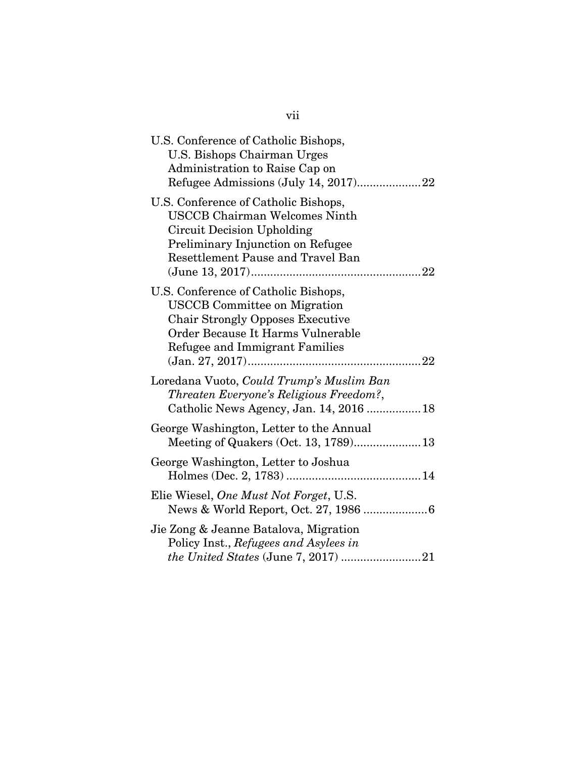U.S. Conference of Catholic Bishops, U.S. Bishops Chairman Urges Administration to Raise Cap on Refugee Admissions (July 14, 2017)....................22

U.S. Conference of Catholic Bishops, USCCB Chairman Welcomes Ninth Circuit Decision Upholding Preliminary Injunction on Refugee Resettlement Pause and Travel Ban (June 13, 2017).....................................................22

U.S. Conference of Catholic Bishops, USCCB Committee on Migration Chair Strongly Opposes Executive Order Because It Harms Vulnerable Refugee and Immigrant Families (Jan. 27, 2017)......................................................22

Loredana Vuoto, *Could Trump's Muslim Ban Threaten Everyone's Religious Freedom?*, Catholic News Agency, Jan. 14, 2016 .................18

George Washington, Letter to the Annual Meeting of Quakers (Oct. 13, 1789).....................13

George Washington, Letter to Joshua Holmes (Dec. 2, 1783) ..........................................14

Elie Wiesel, *One Must Not Forget*, U.S. News & World Report, Oct. 27, 1986 ....................6

Jie Zong & Jeanne Batalova, Migration Policy Inst., *Refugees and Asylees in the United States* (June 7, 2017) .........................21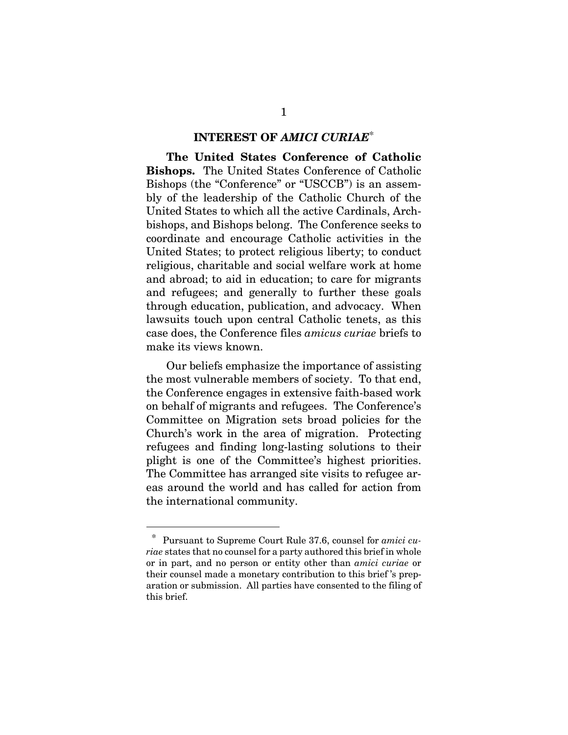## INTEREST OF *AMICI CURIAE*[*]

**The United States Conference of Catholic Bishops.** The United States Conference of Catholic Bishops (the "Conference" or "USCCB") is an assembly of the leadership of the Catholic Church of the United States to which all the active Cardinals, Archbishops, and Bishops belong. The Conference seeks to coordinate and encourage Catholic activities in the United States; to protect religious liberty; to conduct religious, charitable and social welfare work at home and abroad; to aid in education; to care for migrants and refugees; and generally to further these goals through education, publication, and advocacy. When lawsuits touch upon central Catholic tenets, as this case does, the Conference files *amicus curiae* briefs to make its views known.

Our beliefs emphasize the importance of assisting the most vulnerable members of society. To that end, the Conference engages in extensive faith-based work on behalf of migrants and refugees. The Conference's Committee on Migration sets broad policies for the Church's work in the area of migration. Protecting refugees and finding long-lasting solutions to their plight is one of the Committee's highest priorities. The Committee has arranged site visits to refugee areas around the world and has called for action from the international community.

---

[*] Pursuant to Supreme Court Rule 37.6, counsel for *amici curiae* states that no counsel for a party authored this brief in whole or in part, and no person or entity other than *amici curiae* or their counsel made a monetary contribution to this brief's preparation or submission. All parties have consented to the filing of this brief.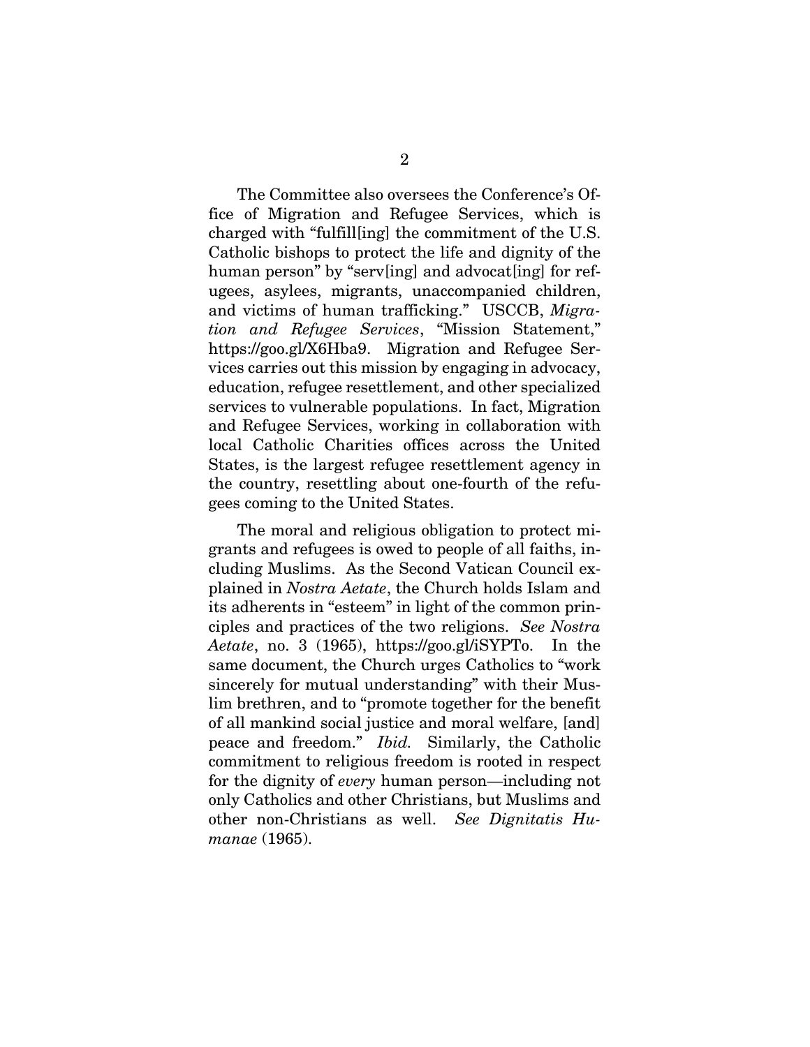The Committee also oversees the Conference's Office of Migration and Refugee Services, which is charged with "fulfill[ing] the commitment of the U.S. Catholic bishops to protect the life and dignity of the human person" by "serv[ing] and advocat[ing] for refugees, asylees, migrants, unaccompanied children, and victims of human trafficking." USCCB, *Migration and Refugee Services*, "Mission Statement," https://goo.gl/X6Hba9. Migration and Refugee Services carries out this mission by engaging in advocacy, education, refugee resettlement, and other specialized services to vulnerable populations. In fact, Migration and Refugee Services, working in collaboration with local Catholic Charities offices across the United States, is the largest refugee resettlement agency in the country, resettling about one-fourth of the refugees coming to the United States.

The moral and religious obligation to protect migrants and refugees is owed to people of all faiths, including Muslims. As the Second Vatican Council explained in *Nostra Aetate*, the Church holds Islam and its adherents in "esteem" in light of the common principles and practices of the two religions. *See Nostra Aetate*, no. 3 (1965), https://goo.gl/iSYPTo. In the same document, the Church urges Catholics to "work sincerely for mutual understanding" with their Muslim brethren, and to "promote together for the benefit of all mankind social justice and moral welfare, [and] peace and freedom." *Ibid.* Similarly, the Catholic commitment to religious freedom is rooted in respect for the dignity of *every* human person—including not only Catholics and other Christians, but Muslims and other non-Christians as well. *See Dignitatis Humanae* (1965).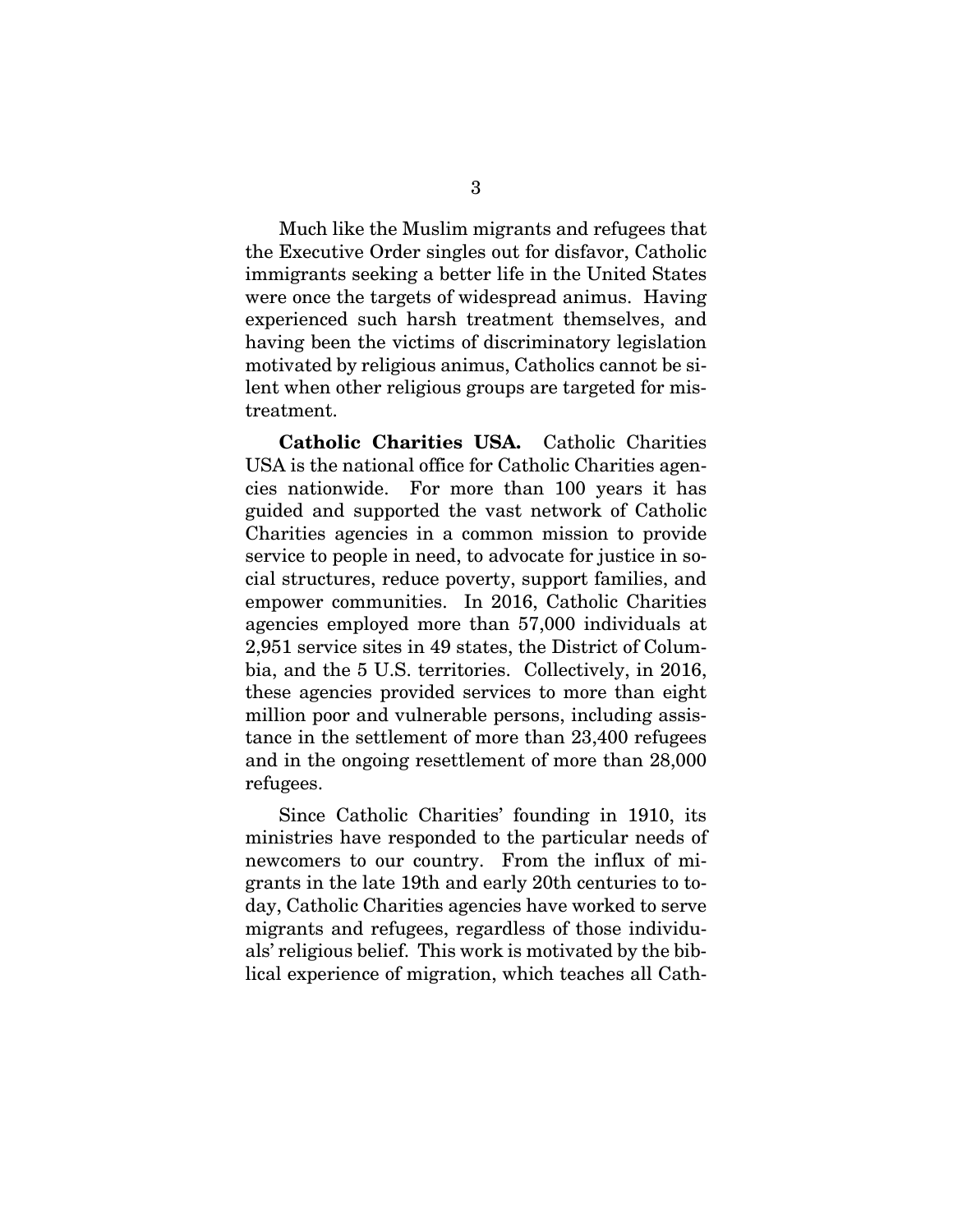Much like the Muslim migrants and refugees that the Executive Order singles out for disfavor, Catholic immigrants seeking a better life in the United States were once the targets of widespread animus. Having experienced such harsh treatment themselves, and having been the victims of discriminatory legislation motivated by religious animus, Catholics cannot be silent when other religious groups are targeted for mistreatment.

**Catholic Charities USA.** Catholic Charities USA is the national office for Catholic Charities agencies nationwide. For more than 100 years it has guided and supported the vast network of Catholic Charities agencies in a common mission to provide service to people in need, to advocate for justice in social structures, reduce poverty, support families, and empower communities. In 2016, Catholic Charities agencies employed more than 57,000 individuals at 2,951 service sites in 49 states, the District of Columbia, and the 5 U.S. territories. Collectively, in 2016, these agencies provided services to more than eight million poor and vulnerable persons, including assistance in the settlement of more than 23,400 refugees and in the ongoing resettlement of more than 28,000 refugees.

Since Catholic Charities' founding in 1910, its ministries have responded to the particular needs of newcomers to our country. From the influx of migrants in the late 19th and early 20th centuries to today, Catholic Charities agencies have worked to serve migrants and refugees, regardless of those individuals' religious belief. This work is motivated by the biblical experience of migration, which teaches all Cath-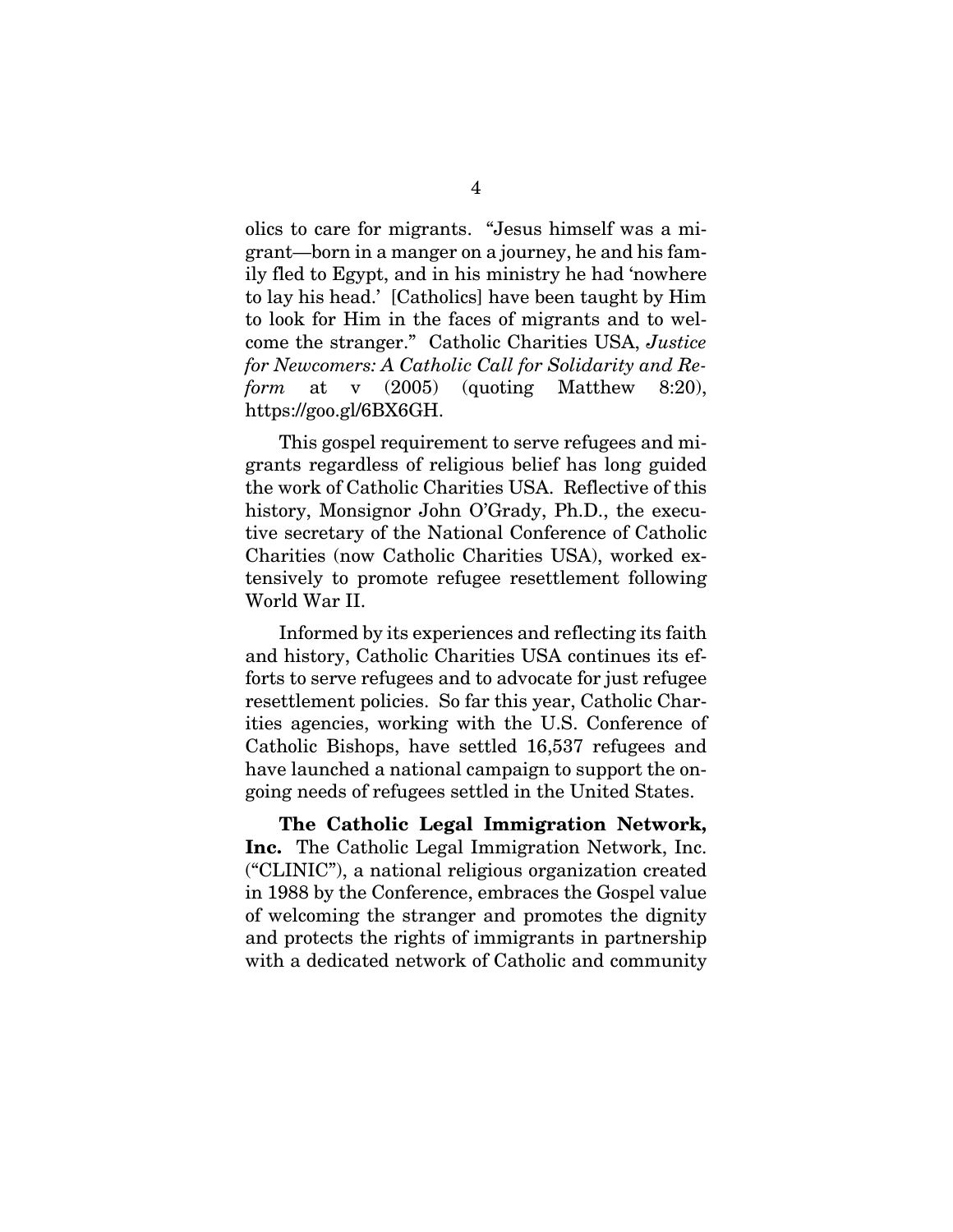olics to care for migrants. "Jesus himself was a migrant—born in a manger on a journey, he and his family fled to Egypt, and in his ministry he had 'nowhere to lay his head.' [Catholics] have been taught by Him to look for Him in the faces of migrants and to welcome the stranger." Catholic Charities USA, *Justice for Newcomers: A Catholic Call for Solidarity and Reform* at v (2005) (quoting Matthew 8:20), https://goo.gl/6BX6GH.

This gospel requirement to serve refugees and migrants regardless of religious belief has long guided the work of Catholic Charities USA. Reflective of this history, Monsignor John O'Grady, Ph.D., the executive secretary of the National Conference of Catholic Charities (now Catholic Charities USA), worked extensively to promote refugee resettlement following World War II.

Informed by its experiences and reflecting its faith and history, Catholic Charities USA continues its efforts to serve refugees and to advocate for just refugee resettlement policies. So far this year, Catholic Charities agencies, working with the U.S. Conference of Catholic Bishops, have settled 16,537 refugees and have launched a national campaign to support the ongoing needs of refugees settled in the United States.

**The Catholic Legal Immigration Network, Inc.** The Catholic Legal Immigration Network, Inc. ("CLINIC"), a national religious organization created in 1988 by the Conference, embraces the Gospel value of welcoming the stranger and promotes the dignity and protects the rights of immigrants in partnership with a dedicated network of Catholic and community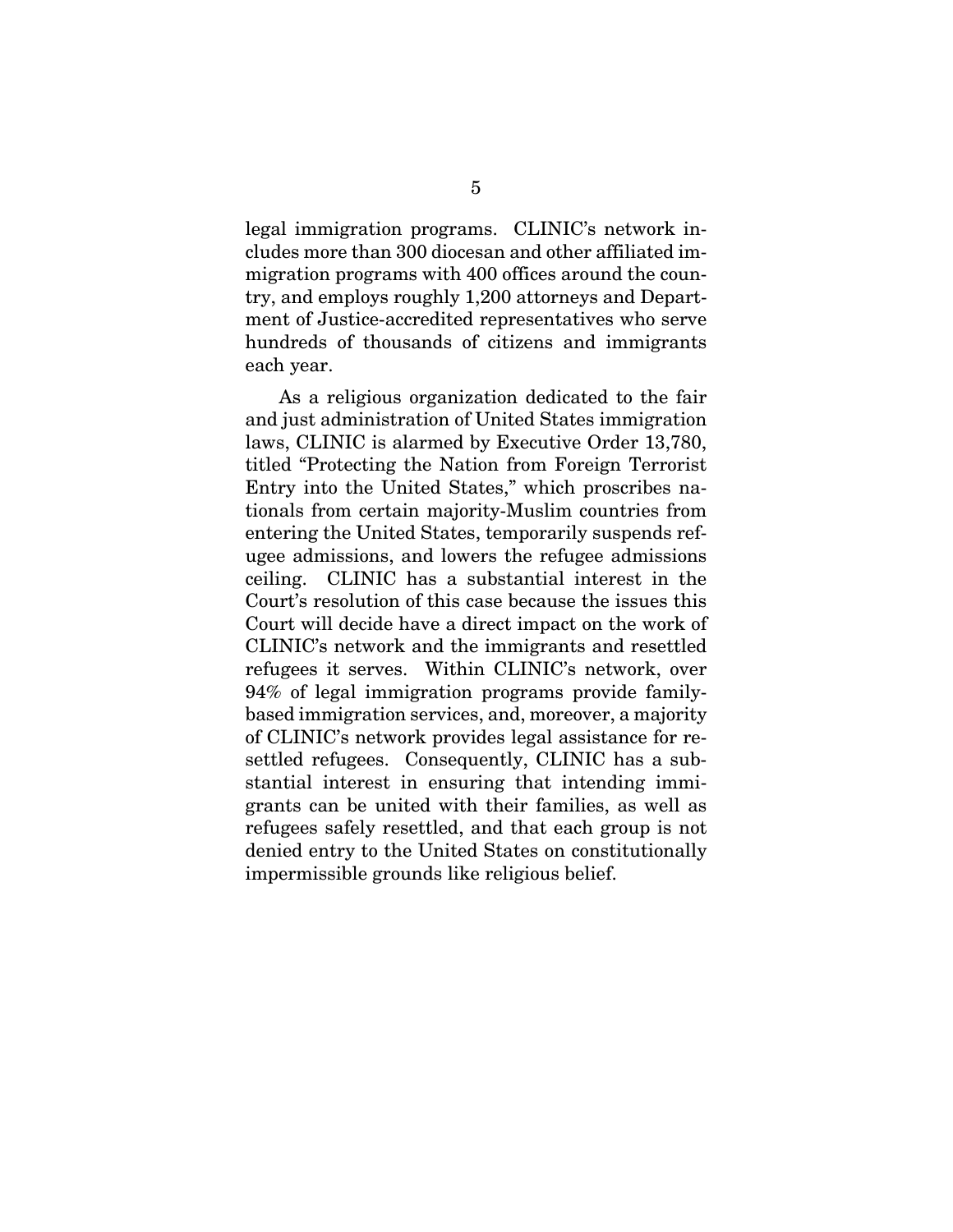legal immigration programs. CLINIC's network includes more than 300 diocesan and other affiliated immigration programs with 400 offices around the country, and employs roughly 1,200 attorneys and Department of Justice-accredited representatives who serve hundreds of thousands of citizens and immigrants each year.

As a religious organization dedicated to the fair and just administration of United States immigration laws, CLINIC is alarmed by Executive Order 13,780, titled "Protecting the Nation from Foreign Terrorist Entry into the United States," which proscribes nationals from certain majority-Muslim countries from entering the United States, temporarily suspends refugee admissions, and lowers the refugee admissions ceiling. CLINIC has a substantial interest in the Court's resolution of this case because the issues this Court will decide have a direct impact on the work of CLINIC's network and the immigrants and resettled refugees it serves. Within CLINIC's network, over 94% of legal immigration programs provide family-based immigration services, and, moreover, a majority of CLINIC's network provides legal assistance for resettled refugees. Consequently, CLINIC has a substantial interest in ensuring that intending immigrants can be united with their families, as well as refugees safely resettled, and that each group is not denied entry to the United States on constitutionally impermissible grounds like religious belief.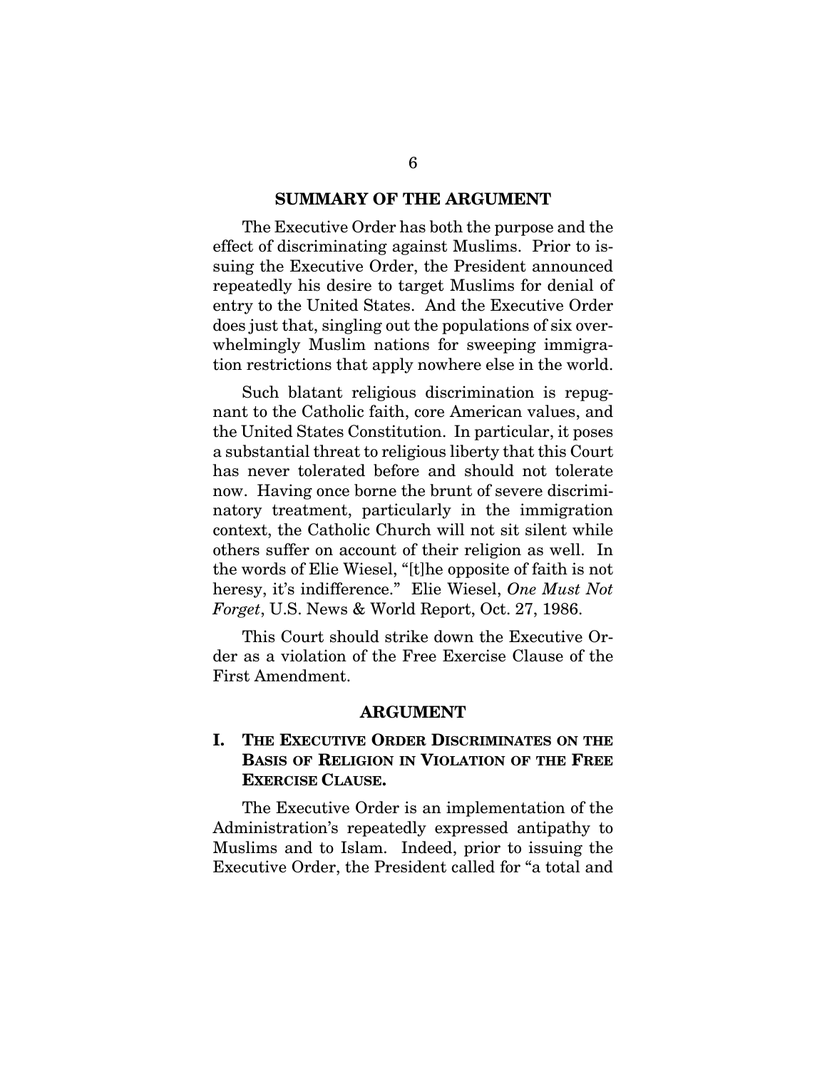## SUMMARY OF THE ARGUMENT

The Executive Order has both the purpose and the effect of discriminating against Muslims. Prior to issuing the Executive Order, the President announced repeatedly his desire to target Muslims for denial of entry to the United States. And the Executive Order does just that, singling out the populations of six overwhelmingly Muslim nations for sweeping immigration restrictions that apply nowhere else in the world.

Such blatant religious discrimination is repugnant to the Catholic faith, core American values, and the United States Constitution. In particular, it poses a substantial threat to religious liberty that this Court has never tolerated before and should not tolerate now. Having once borne the brunt of severe discriminatory treatment, particularly in the immigration context, the Catholic Church will not sit silent while others suffer on account of their religion as well. In the words of Elie Wiesel, "[t]he opposite of faith is not heresy, it's indifference." Elie Wiesel, *One Must Not Forget*, U.S. News & World Report, Oct. 27, 1986.

This Court should strike down the Executive Order as a violation of the Free Exercise Clause of the First Amendment.

## ARGUMENT

### I. THE EXECUTIVE ORDER DISCRIMINATES ON THE BASIS OF RELIGION IN VIOLATION OF THE FREE EXERCISE CLAUSE.

The Executive Order is an implementation of the Administration's repeatedly expressed antipathy to Muslims and to Islam. Indeed, prior to issuing the Executive Order, the President called for "a total and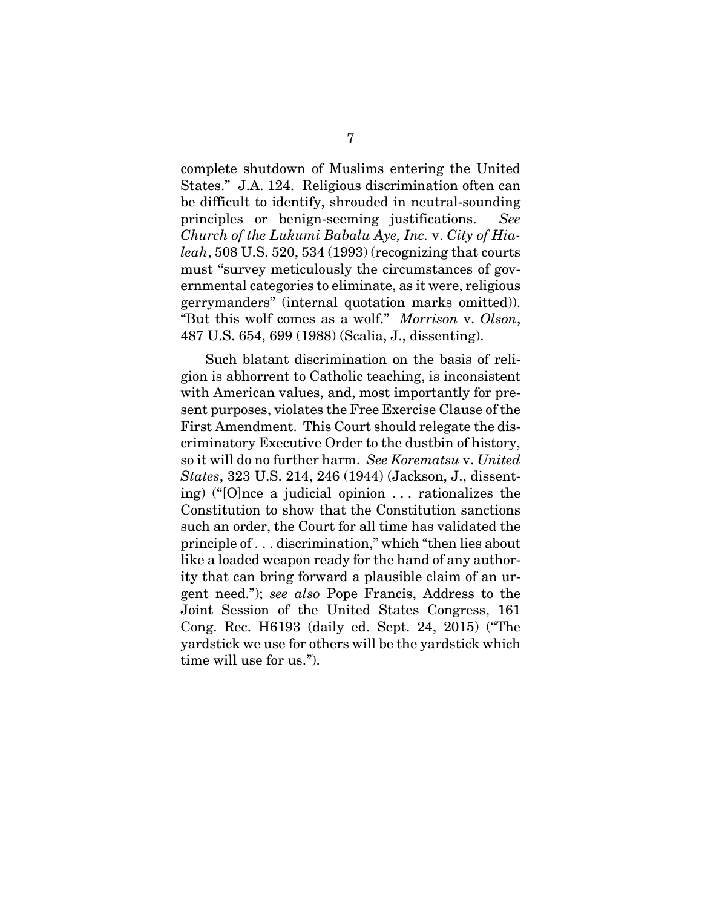complete shutdown of Muslims entering the United States." J.A. 124. Religious discrimination often can be difficult to identify, shrouded in neutral-sounding principles or benign-seeming justifications. *See Church of the Lukumi Babalu Aye, Inc.* v. *City of Hialeah*, 508 U.S. 520, 534 (1993) (recognizing that courts must "survey meticulously the circumstances of governmental categories to eliminate, as it were, religious gerrymanders" (internal quotation marks omitted)). "But this wolf comes as a wolf." *Morrison* v. *Olson*, 487 U.S. 654, 699 (1988) (Scalia, J., dissenting).

Such blatant discrimination on the basis of religion is abhorrent to Catholic teaching, is inconsistent with American values, and, most importantly for present purposes, violates the Free Exercise Clause of the First Amendment. This Court should relegate the discriminatory Executive Order to the dustbin of history, so it will do no further harm. *See Korematsu* v. *United States*, 323 U.S. 214, 246 (1944) (Jackson, J., dissenting) ("[O]nce a judicial opinion . . . rationalizes the Constitution to show that the Constitution sanctions such an order, the Court for all time has validated the principle of . . . discrimination," which "then lies about like a loaded weapon ready for the hand of any authority that can bring forward a plausible claim of an urgent need."); *see also* Pope Francis, Address to the Joint Session of the United States Congress, 161 Cong. Rec. H6193 (daily ed. Sept. 24, 2015) ("The yardstick we use for others will be the yardstick which time will use for us.").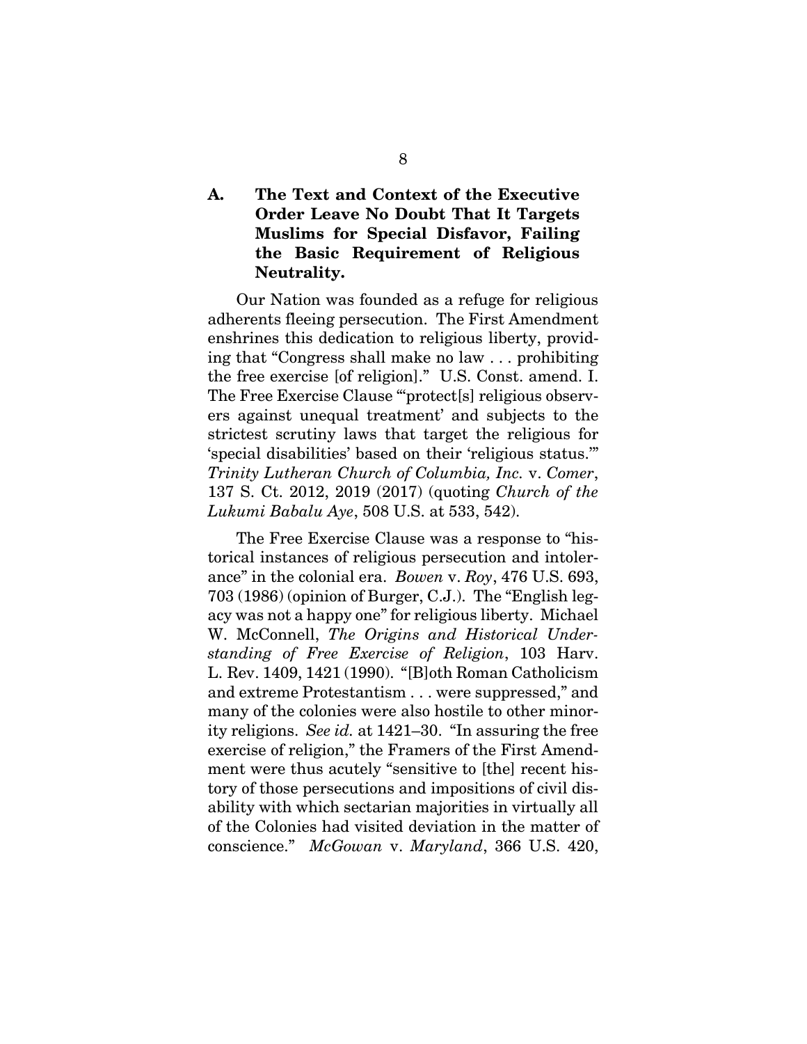### A. The Text and Context of the Executive Order Leave No Doubt That It Targets Muslims for Special Disfavor, Failing the Basic Requirement of Religious Neutrality.

Our Nation was founded as a refuge for religious adherents fleeing persecution. The First Amendment enshrines this dedication to religious liberty, providing that "Congress shall make no law . . . prohibiting the free exercise [of religion]." U.S. Const. amend. I. The Free Exercise Clause "'protect[s] religious observers against unequal treatment' and subjects to the strictest scrutiny laws that target the religious for 'special disabilities' based on their 'religious status.'" *Trinity Lutheran Church of Columbia, Inc.* v. *Comer*, 137 S. Ct. 2012, 2019 (2017) (quoting *Church of the Lukumi Babalu Aye*, 508 U.S. at 533, 542).

The Free Exercise Clause was a response to "historical instances of religious persecution and intolerance" in the colonial era. *Bowen* v. *Roy*, 476 U.S. 693, 703 (1986) (opinion of Burger, C.J.). The "English legacy was not a happy one" for religious liberty. Michael W. McConnell, *The Origins and Historical Understanding of Free Exercise of Religion*, 103 Harv. L. Rev. 1409, 1421 (1990). "[B]oth Roman Catholicism and extreme Protestantism . . . were suppressed," and many of the colonies were also hostile to other minority religions. *See id.* at 1421–30. "In assuring the free exercise of religion," the Framers of the First Amendment were thus acutely "sensitive to [the] recent history of those persecutions and impositions of civil disability with which sectarian majorities in virtually all of the Colonies had visited deviation in the matter of conscience." *McGowan* v. *Maryland*, 366 U.S. 420,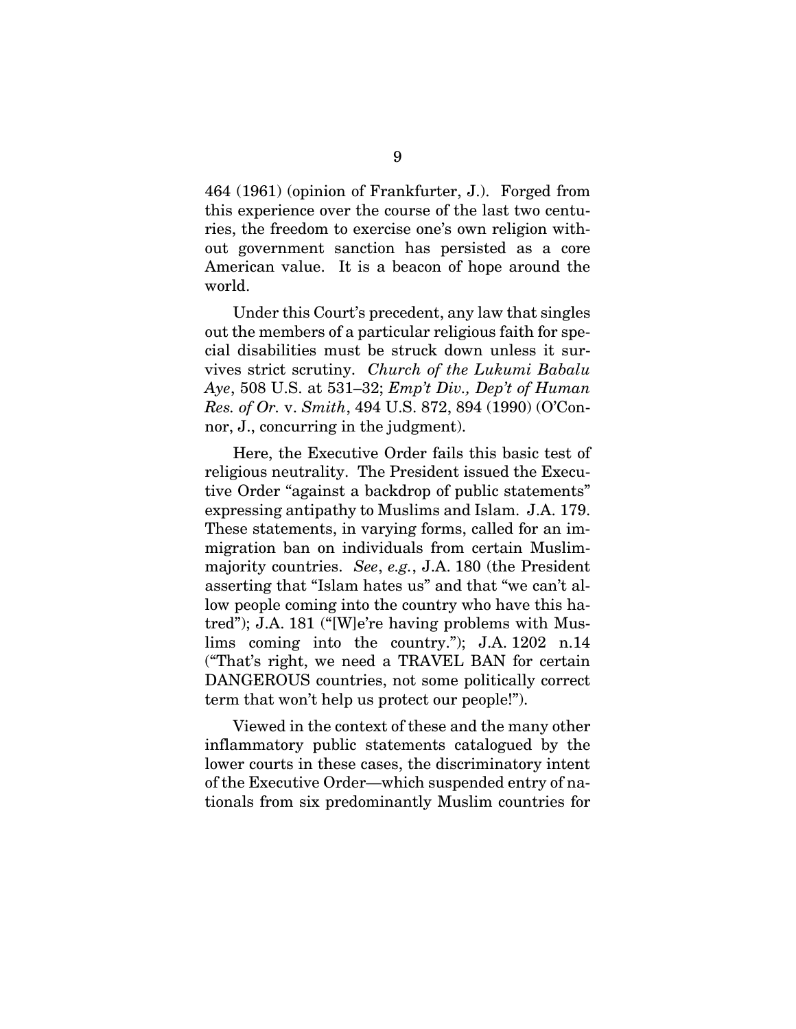464 (1961) (opinion of Frankfurter, J.). Forged from this experience over the course of the last two centuries, the freedom to exercise one's own religion without government sanction has persisted as a core American value. It is a beacon of hope around the world.

Under this Court's precedent, any law that singles out the members of a particular religious faith for special disabilities must be struck down unless it survives strict scrutiny. *Church of the Lukumi Babalu Aye*, 508 U.S. at 531–32; *Emp't Div., Dep't of Human Res. of Or.* v. *Smith*, 494 U.S. 872, 894 (1990) (O'Connor, J., concurring in the judgment).

Here, the Executive Order fails this basic test of religious neutrality. The President issued the Executive Order "against a backdrop of public statements" expressing antipathy to Muslims and Islam. J.A. 179. These statements, in varying forms, called for an immigration ban on individuals from certain Muslim-majority countries. *See*, *e.g.*, J.A. 180 (the President asserting that "Islam hates us" and that "we can't allow people coming into the country who have this hatred"); J.A. 181 ("[W]e're having problems with Muslims coming into the country."); J.A. 1202 n.14 ("That's right, we need a TRAVEL BAN for certain DANGEROUS countries, not some politically correct term that won't help us protect our people!").

Viewed in the context of these and the many other inflammatory public statements catalogued by the lower courts in these cases, the discriminatory intent of the Executive Order—which suspended entry of nationals from six predominantly Muslim countries for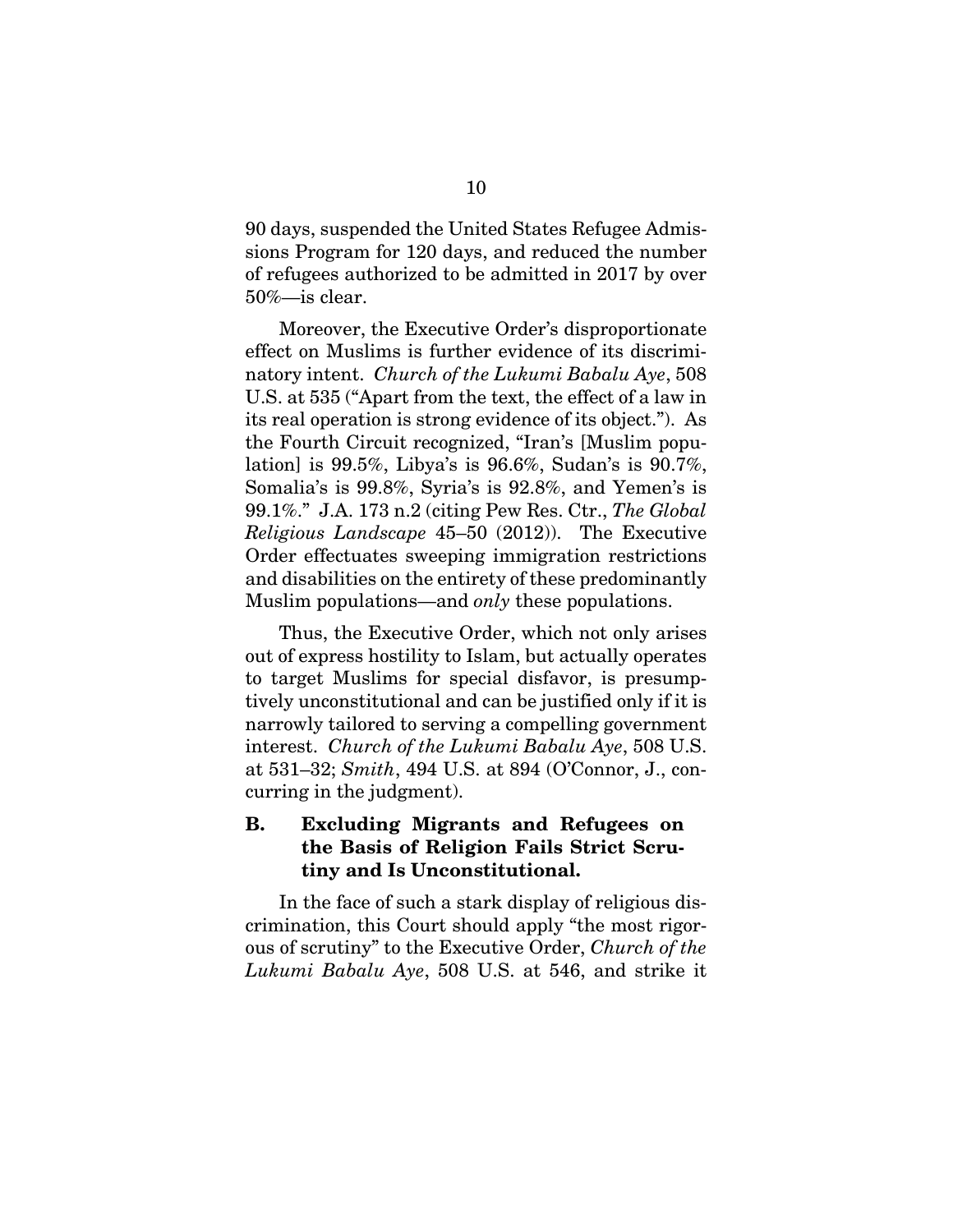90 days, suspended the United States Refugee Admissions Program for 120 days, and reduced the number of refugees authorized to be admitted in 2017 by over 50%—is clear.

Moreover, the Executive Order's disproportionate effect on Muslims is further evidence of its discriminatory intent. *Church of the Lukumi Babalu Aye*, 508 U.S. at 535 ("Apart from the text, the effect of a law in its real operation is strong evidence of its object."). As the Fourth Circuit recognized, "Iran's [Muslim population] is 99.5%, Libya's is 96.6%, Sudan's is 90.7%, Somalia's is 99.8%, Syria's is 92.8%, and Yemen's is 99.1%." J.A. 173 n.2 (citing Pew Res. Ctr., *The Global Religious Landscape* 45–50 (2012)). The Executive Order effectuates sweeping immigration restrictions and disabilities on the entirety of these predominantly Muslim populations—and *only* these populations.

Thus, the Executive Order, which not only arises out of express hostility to Islam, but actually operates to target Muslims for special disfavor, is presumptively unconstitutional and can be justified only if it is narrowly tailored to serving a compelling government interest. *Church of the Lukumi Babalu Aye*, 508 U.S. at 531–32; *Smith*, 494 U.S. at 894 (O'Connor, J., concurring in the judgment).

### B. Excluding Migrants and Refugees on the Basis of Religion Fails Strict Scrutiny and Is Unconstitutional.

In the face of such a stark display of religious discrimination, this Court should apply "the most rigorous of scrutiny" to the Executive Order, *Church of the Lukumi Babalu Aye*, 508 U.S. at 546, and strike it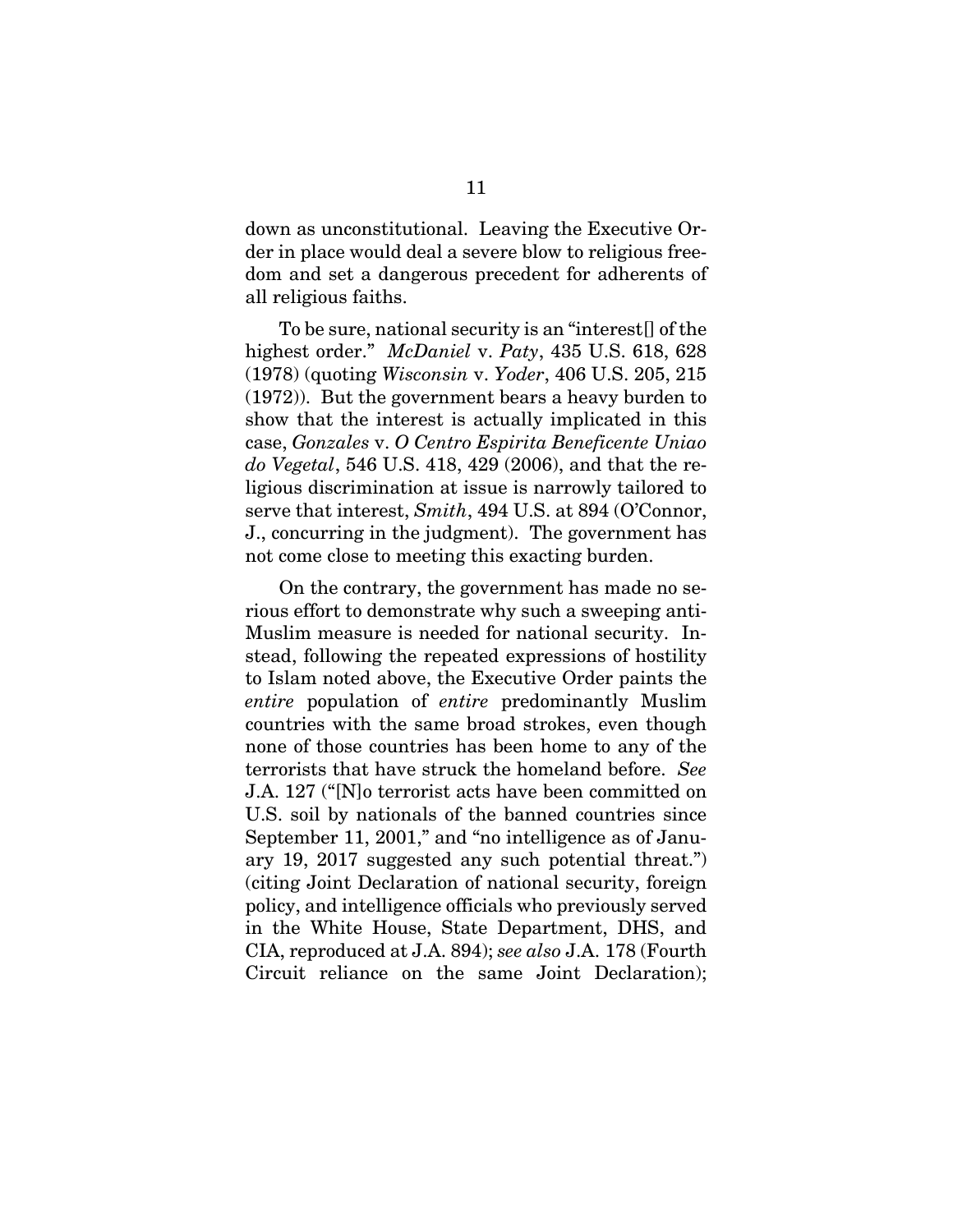down as unconstitutional. Leaving the Executive Order in place would deal a severe blow to religious freedom and set a dangerous precedent for adherents of all religious faiths.

To be sure, national security is an "interest[] of the highest order." *McDaniel* v. *Paty*, 435 U.S. 618, 628 (1978) (quoting *Wisconsin* v. *Yoder*, 406 U.S. 205, 215 (1972)). But the government bears a heavy burden to show that the interest is actually implicated in this case, *Gonzales* v. *O Centro Espirita Beneficente Uniao do Vegetal*, 546 U.S. 418, 429 (2006), and that the religious discrimination at issue is narrowly tailored to serve that interest, *Smith*, 494 U.S. at 894 (O'Connor, J., concurring in the judgment). The government has not come close to meeting this exacting burden.

On the contrary, the government has made no serious effort to demonstrate why such a sweeping anti-Muslim measure is needed for national security. Instead, following the repeated expressions of hostility to Islam noted above, the Executive Order paints the *entire* population of *entire* predominantly Muslim countries with the same broad strokes, even though none of those countries has been home to any of the terrorists that have struck the homeland before. *See* J.A. 127 ("[N]o terrorist acts have been committed on U.S. soil by nationals of the banned countries since September 11, 2001," and "no intelligence as of January 19, 2017 suggested any such potential threat.") (citing Joint Declaration of national security, foreign policy, and intelligence officials who previously served in the White House, State Department, DHS, and CIA, reproduced at J.A. 894); *see also* J.A. 178 (Fourth Circuit reliance on the same Joint Declaration);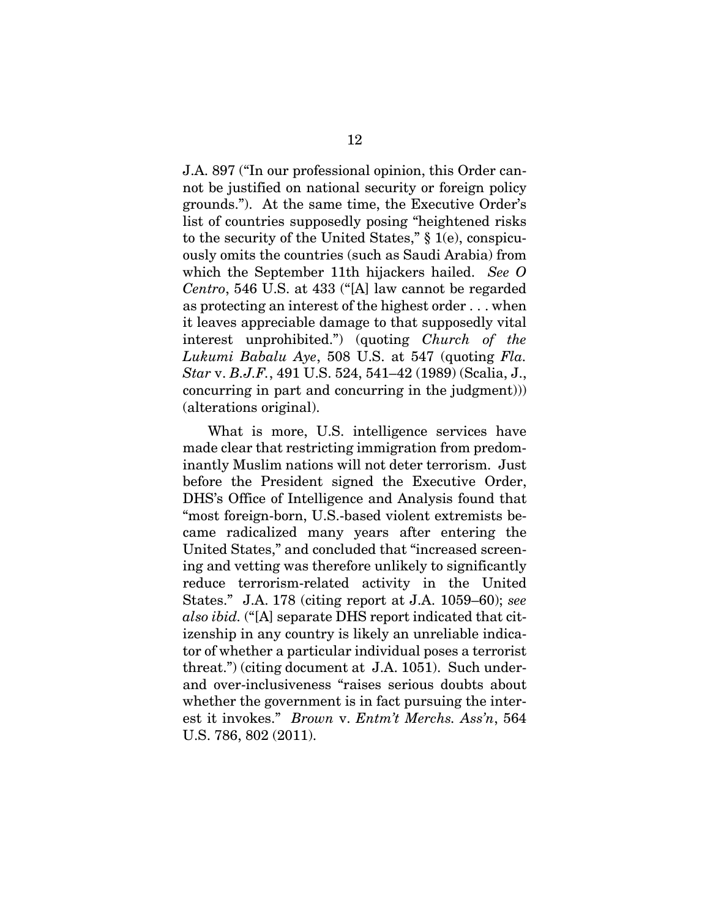J.A. 897 ("In our professional opinion, this Order cannot be justified on national security or foreign policy grounds."). At the same time, the Executive Order's list of countries supposedly posing "heightened risks to the security of the United States," § 1(e), conspicuously omits the countries (such as Saudi Arabia) from which the September 11th hijackers hailed. *See O Centro*, 546 U.S. at 433 ("[A] law cannot be regarded as protecting an interest of the highest order . . . when it leaves appreciable damage to that supposedly vital interest unprohibited.") (quoting *Church of the Lukumi Babalu Aye*, 508 U.S. at 547 (quoting *Fla. Star* v. *B.J.F.*, 491 U.S. 524, 541–42 (1989) (Scalia, J., concurring in part and concurring in the judgment))) (alterations original).

What is more, U.S. intelligence services have made clear that restricting immigration from predominantly Muslim nations will not deter terrorism. Just before the President signed the Executive Order, DHS's Office of Intelligence and Analysis found that "most foreign-born, U.S.-based violent extremists became radicalized many years after entering the United States," and concluded that "increased screening and vetting was therefore unlikely to significantly reduce terrorism-related activity in the United States." J.A. 178 (citing report at J.A. 1059–60); *see also ibid.* ("[A] separate DHS report indicated that citizenship in any country is likely an unreliable indicator of whether a particular individual poses a terrorist threat.") (citing document at J.A. 1051). Such under- and over-inclusiveness "raises serious doubts about whether the government is in fact pursuing the interest it invokes." *Brown* v. *Entm't Merchs. Ass'n*, 564 U.S. 786, 802 (2011).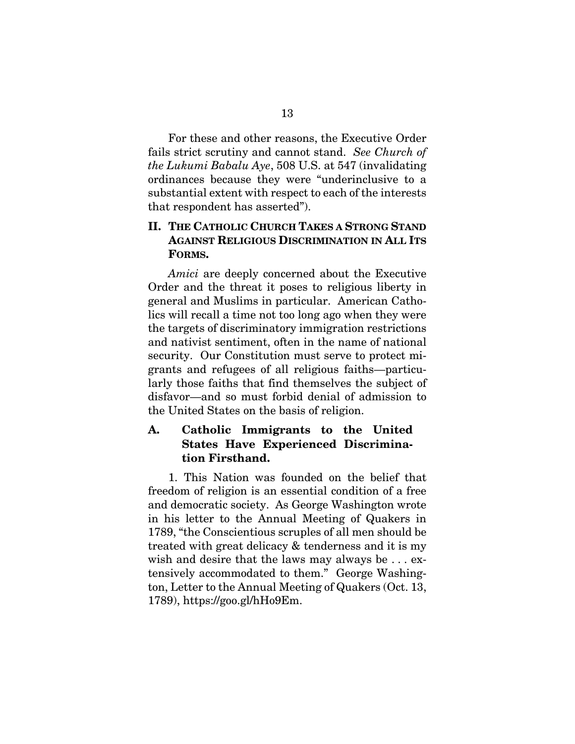For these and other reasons, the Executive Order fails strict scrutiny and cannot stand. *See Church of the Lukumi Babalu Aye*, 508 U.S. at 547 (invalidating ordinances because they were "underinclusive to a substantial extent with respect to each of the interests that respondent has asserted").

## II. THE CATHOLIC CHURCH TAKES A STRONG STAND AGAINST RELIGIOUS DISCRIMINATION IN ALL ITS FORMS.

*Amici* are deeply concerned about the Executive Order and the threat it poses to religious liberty in general and Muslims in particular. American Catholics will recall a time not too long ago when they were the targets of discriminatory immigration restrictions and nativist sentiment, often in the name of national security. Our Constitution must serve to protect migrants and refugees of all religious faiths—particularly those faiths that find themselves the subject of disfavor—and so must forbid denial of admission to the United States on the basis of religion.

### A. Catholic Immigrants to the United States Have Experienced Discrimination Firsthand.

1. This Nation was founded on the belief that freedom of religion is an essential condition of a free and democratic society. As George Washington wrote in his letter to the Annual Meeting of Quakers in 1789, "the Conscientious scruples of all men should be treated with great delicacy & tenderness and it is my wish and desire that the laws may always be . . . extensively accommodated to them." George Washington, Letter to the Annual Meeting of Quakers (Oct. 13, 1789), https://goo.gl/hHo9Em.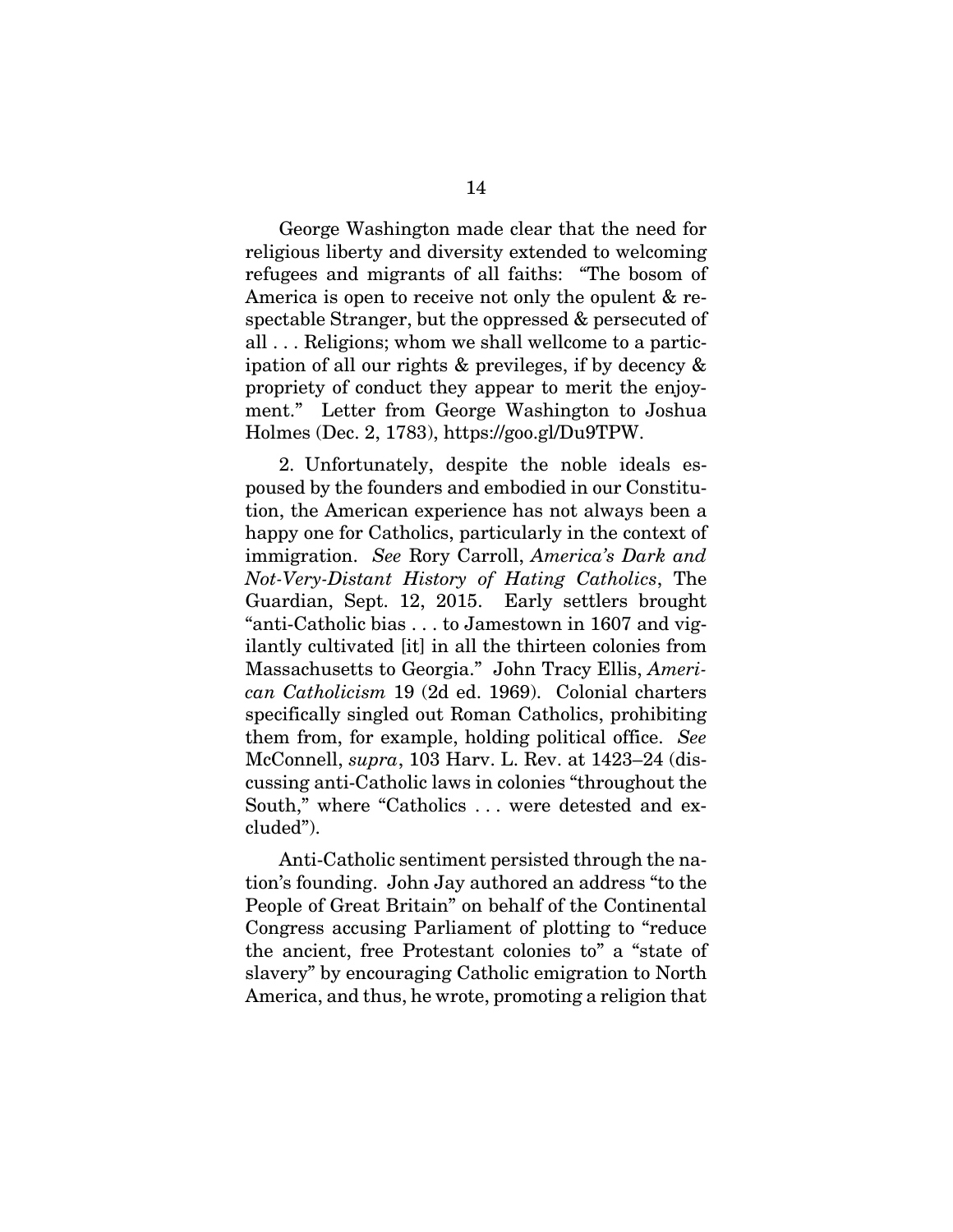George Washington made clear that the need for religious liberty and diversity extended to welcoming refugees and migrants of all faiths: "The bosom of America is open to receive not only the opulent & respectable Stranger, but the oppressed & persecuted of all . . . Religions; whom we shall wellcome to a participation of all our rights & previleges, if by decency & propriety of conduct they appear to merit the enjoyment." Letter from George Washington to Joshua Holmes (Dec. 2, 1783), https://goo.gl/Du9TPW.

2. Unfortunately, despite the noble ideals espoused by the founders and embodied in our Constitution, the American experience has not always been a happy one for Catholics, particularly in the context of immigration. *See* Rory Carroll, *America's Dark and Not-Very-Distant History of Hating Catholics*, The Guardian, Sept. 12, 2015. Early settlers brought "anti-Catholic bias . . . to Jamestown in 1607 and vigilantly cultivated [it] in all the thirteen colonies from Massachusetts to Georgia." John Tracy Ellis, *American Catholicism* 19 (2d ed. 1969). Colonial charters specifically singled out Roman Catholics, prohibiting them from, for example, holding political office. *See* McConnell, *supra*, 103 Harv. L. Rev. at 1423–24 (discussing anti-Catholic laws in colonies "throughout the South," where "Catholics . . . were detested and excluded").

Anti-Catholic sentiment persisted through the nation's founding. John Jay authored an address "to the People of Great Britain" on behalf of the Continental Congress accusing Parliament of plotting to "reduce the ancient, free Protestant colonies to" a "state of slavery" by encouraging Catholic emigration to North America, and thus, he wrote, promoting a religion that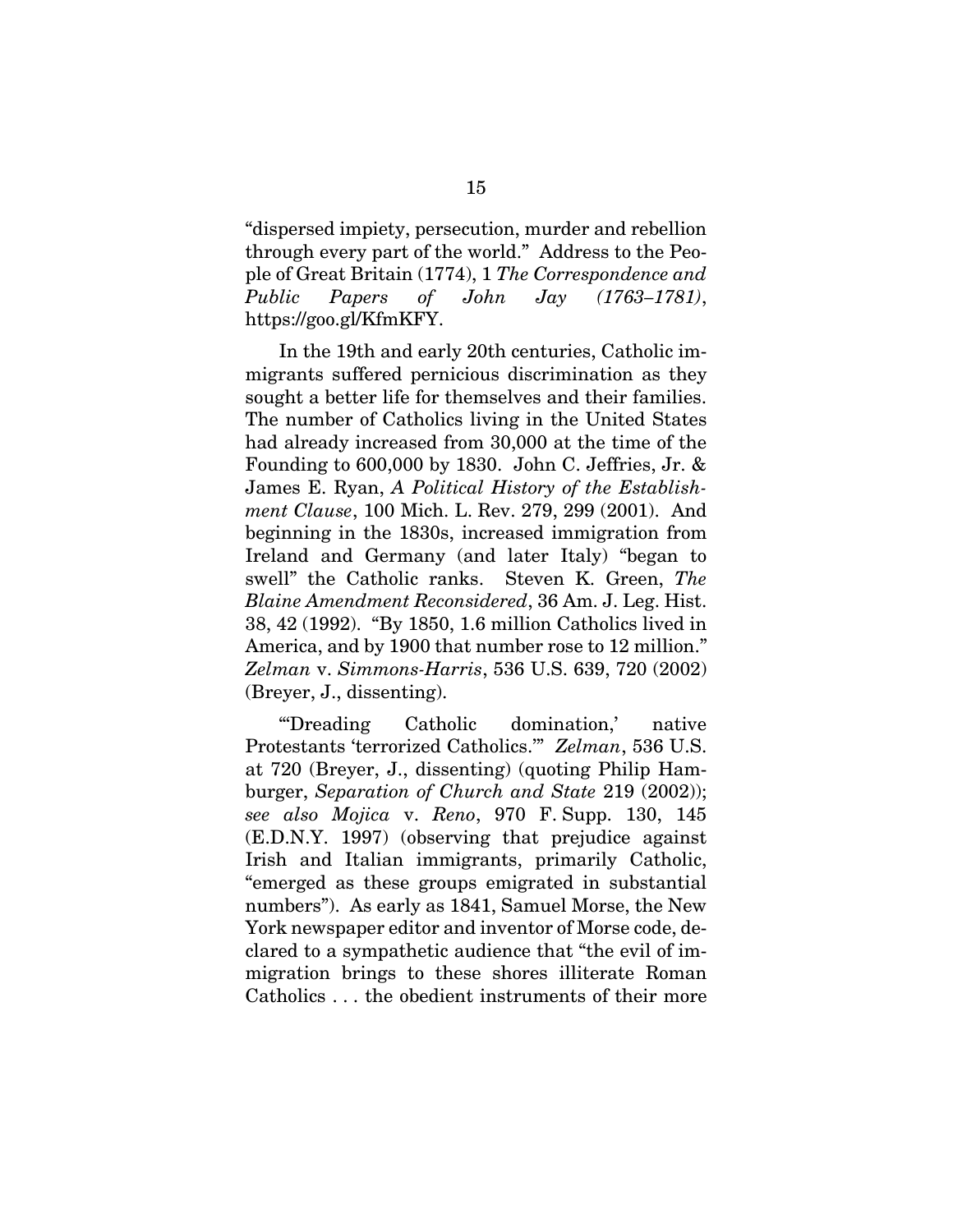"dispersed impiety, persecution, murder and rebellion through every part of the world." Address to the People of Great Britain (1774), 1 *The Correspondence and Public Papers of John Jay (1763–1781)*, https://goo.gl/KfmKFY.

In the 19th and early 20th centuries, Catholic immigrants suffered pernicious discrimination as they sought a better life for themselves and their families. The number of Catholics living in the United States had already increased from 30,000 at the time of the Founding to 600,000 by 1830. John C. Jeffries, Jr. & James E. Ryan, *A Political History of the Establishment Clause*, 100 Mich. L. Rev. 279, 299 (2001). And beginning in the 1830s, increased immigration from Ireland and Germany (and later Italy) "began to swell" the Catholic ranks. Steven K. Green, *The Blaine Amendment Reconsidered*, 36 Am. J. Leg. Hist. 38, 42 (1992). "By 1850, 1.6 million Catholics lived in America, and by 1900 that number rose to 12 million." *Zelman* v. *Simmons-Harris*, 536 U.S. 639, 720 (2002) (Breyer, J., dissenting).

"'Dreading Catholic domination,' native Protestants 'terrorized Catholics.'" *Zelman*, 536 U.S. at 720 (Breyer, J., dissenting) (quoting Philip Hamburger, *Separation of Church and State* 219 (2002)); *see also Mojica* v. *Reno*, 970 F. Supp. 130, 145 (E.D.N.Y. 1997) (observing that prejudice against Irish and Italian immigrants, primarily Catholic, "emerged as these groups emigrated in substantial numbers"). As early as 1841, Samuel Morse, the New York newspaper editor and inventor of Morse code, declared to a sympathetic audience that "the evil of immigration brings to these shores illiterate Roman Catholics . . . the obedient instruments of their more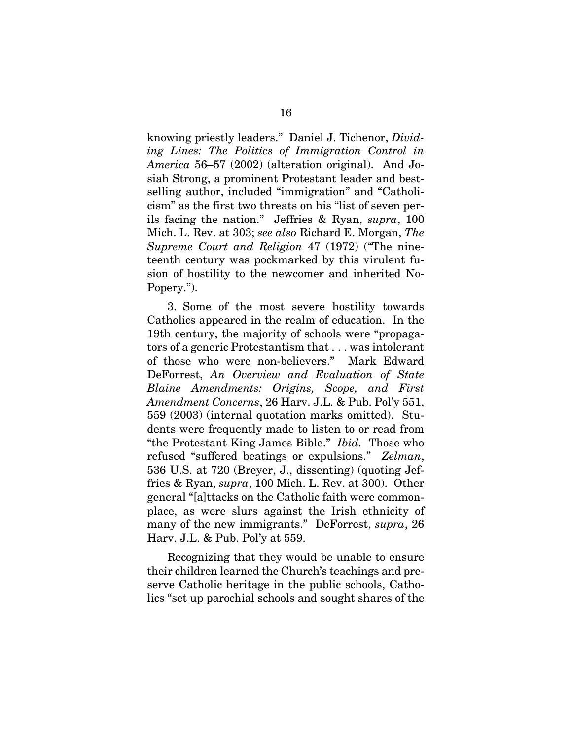knowing priestly leaders." Daniel J. Tichenor, *Dividing Lines: The Politics of Immigration Control in America* 56–57 (2002) (alteration original). And Josiah Strong, a prominent Protestant leader and best-selling author, included "immigration" and "Catholicism" as the first two threats on his "list of seven perils facing the nation." Jeffries & Ryan, *supra*, 100 Mich. L. Rev. at 303; *see also* Richard E. Morgan, *The Supreme Court and Religion* 47 (1972) ("The nineteenth century was pockmarked by this virulent fusion of hostility to the newcomer and inherited No-Popery.").

3. Some of the most severe hostility towards Catholics appeared in the realm of education. In the 19th century, the majority of schools were "propagators of a generic Protestantism that . . . was intolerant of those who were non-believers." Mark Edward DeForrest, *An Overview and Evaluation of State Blaine Amendments: Origins, Scope, and First Amendment Concerns*, 26 Harv. J.L. & Pub. Pol'y 551, 559 (2003) (internal quotation marks omitted). Students were frequently made to listen to or read from "the Protestant King James Bible." *Ibid.* Those who refused "suffered beatings or expulsions." *Zelman*, 536 U.S. at 720 (Breyer, J., dissenting) (quoting Jeffries & Ryan, *supra*, 100 Mich. L. Rev. at 300). Other general "[a]ttacks on the Catholic faith were commonplace, as were slurs against the Irish ethnicity of many of the new immigrants." DeForrest, *supra*, 26 Harv. J.L. & Pub. Pol'y at 559.

Recognizing that they would be unable to ensure their children learned the Church's teachings and preserve Catholic heritage in the public schools, Catholics "set up parochial schools and sought shares of the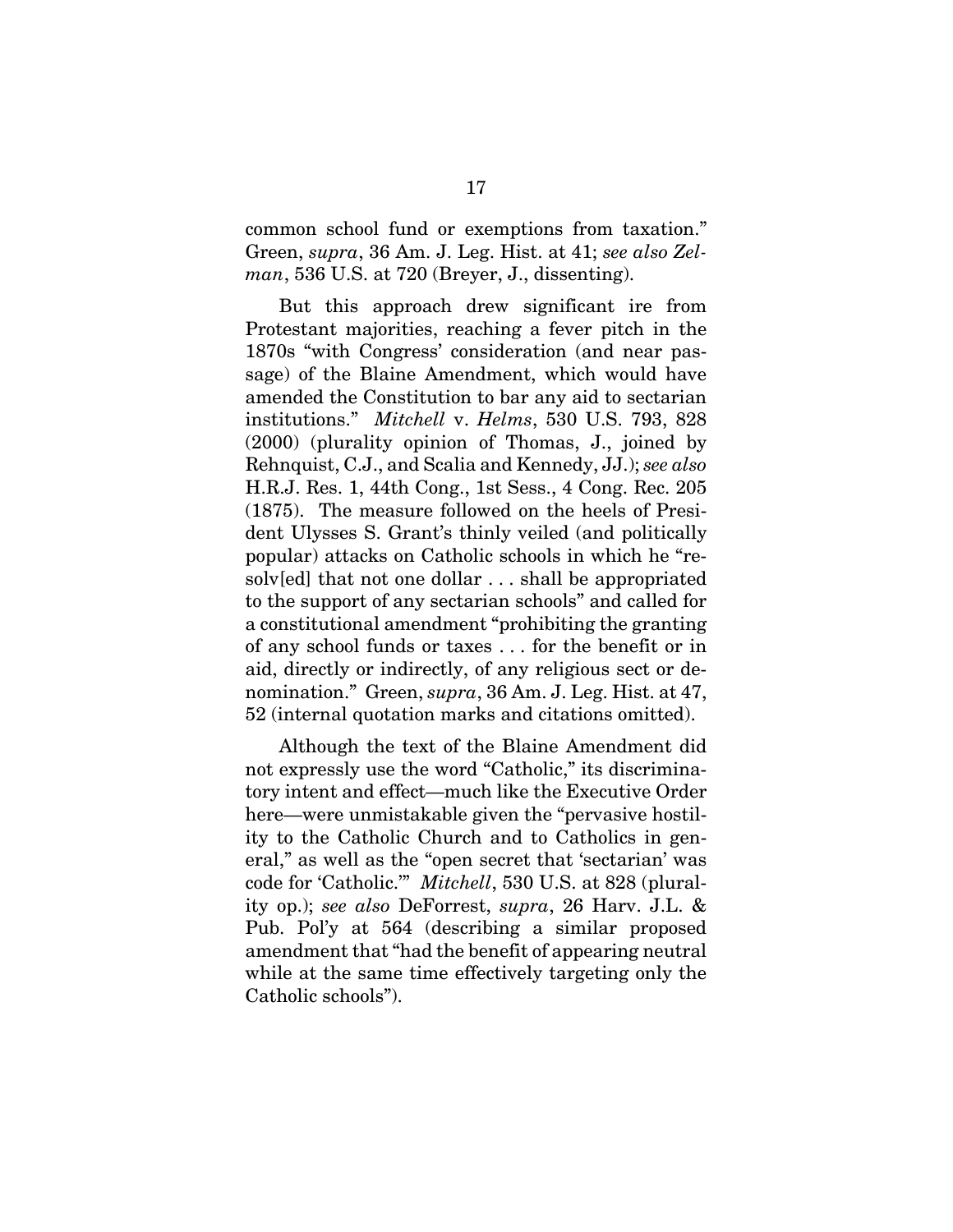common school fund or exemptions from taxation." Green, *supra*, 36 Am. J. Leg. Hist. at 41; *see also Zelman*, 536 U.S. at 720 (Breyer, J., dissenting).

But this approach drew significant ire from Protestant majorities, reaching a fever pitch in the 1870s "with Congress' consideration (and near passage) of the Blaine Amendment, which would have amended the Constitution to bar any aid to sectarian institutions." *Mitchell* v. *Helms*, 530 U.S. 793, 828 (2000) (plurality opinion of Thomas, J., joined by Rehnquist, C.J., and Scalia and Kennedy, JJ.); *see also* H.R.J. Res. 1, 44th Cong., 1st Sess., 4 Cong. Rec. 205 (1875). The measure followed on the heels of President Ulysses S. Grant's thinly veiled (and politically popular) attacks on Catholic schools in which he "resolv[ed] that not one dollar . . . shall be appropriated to the support of any sectarian schools" and called for a constitutional amendment "prohibiting the granting of any school funds or taxes . . . for the benefit or in aid, directly or indirectly, of any religious sect or denomination." Green, *supra*, 36 Am. J. Leg. Hist. at 47, 52 (internal quotation marks and citations omitted).

Although the text of the Blaine Amendment did not expressly use the word "Catholic," its discriminatory intent and effect—much like the Executive Order here—were unmistakable given the "pervasive hostility to the Catholic Church and to Catholics in general," as well as the "open secret that 'sectarian' was code for 'Catholic.'" *Mitchell*, 530 U.S. at 828 (plurality op.); *see also* DeForrest, *supra*, 26 Harv. J.L. & Pub. Pol'y at 564 (describing a similar proposed amendment that "had the benefit of appearing neutral while at the same time effectively targeting only the Catholic schools").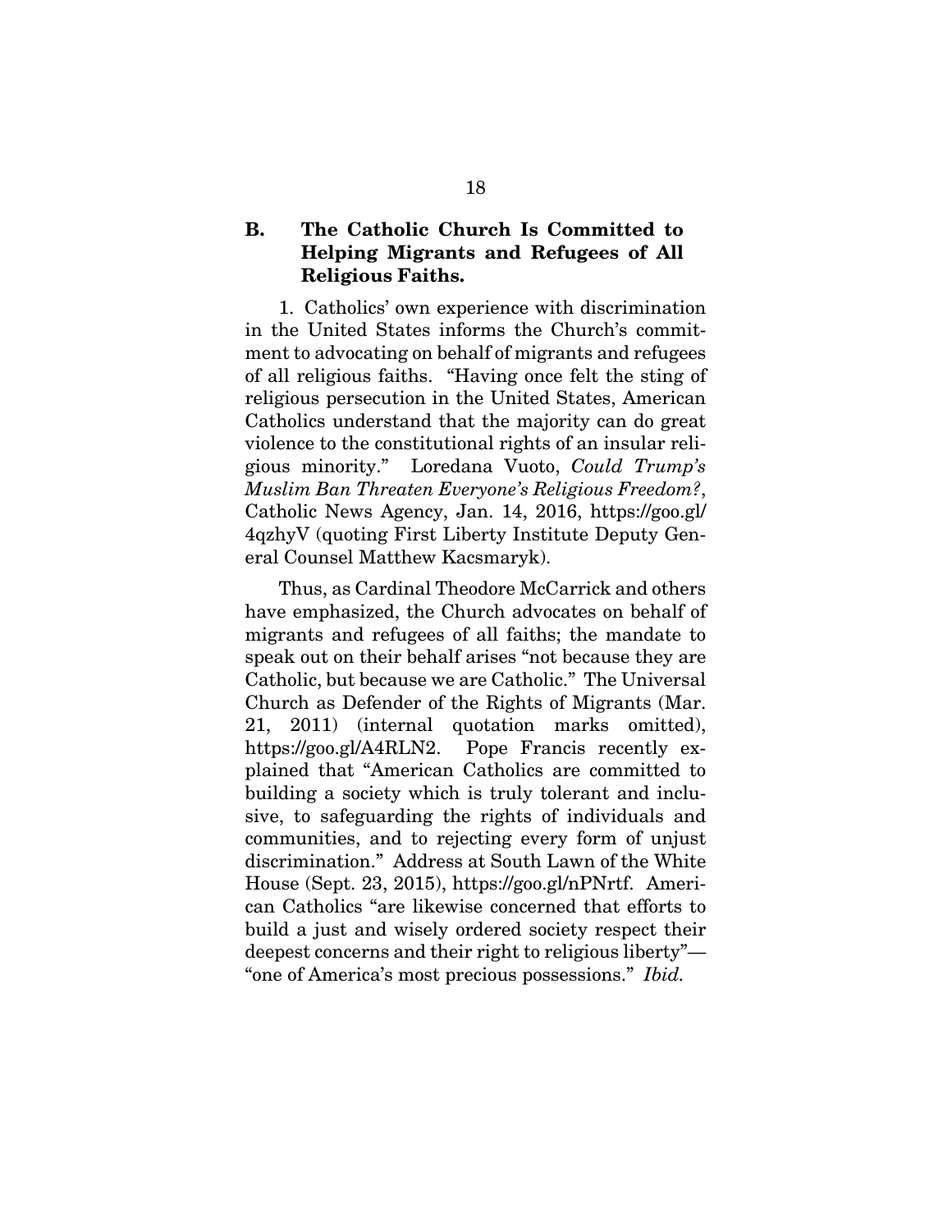### B. The Catholic Church Is Committed to Helping Migrants and Refugees of All Religious Faiths.

1. Catholics' own experience with discrimination in the United States informs the Church's commitment to advocating on behalf of migrants and refugees of all religious faiths. "Having once felt the sting of religious persecution in the United States, American Catholics understand that the majority can do great violence to the constitutional rights of an insular religious minority." Loredana Vuoto, *Could Trump's Muslim Ban Threaten Everyone's Religious Freedom?*, Catholic News Agency, Jan. 14, 2016, https://goo.gl/4qzhyV (quoting First Liberty Institute Deputy General Counsel Matthew Kacsmaryk).

Thus, as Cardinal Theodore McCarrick and others have emphasized, the Church advocates on behalf of migrants and refugees of all faiths; the mandate to speak out on their behalf arises "not because they are Catholic, but because we are Catholic." The Universal Church as Defender of the Rights of Migrants (Mar. 21, 2011) (internal quotation marks omitted), https://goo.gl/A4RLN2. Pope Francis recently explained that "American Catholics are committed to building a society which is truly tolerant and inclusive, to safeguarding the rights of individuals and communities, and to rejecting every form of unjust discrimination." Address at South Lawn of the White House (Sept. 23, 2015), https://goo.gl/nPNrtf. American Catholics "are likewise concerned that efforts to build a just and wisely ordered society respect their deepest concerns and their right to religious liberty"—"one of America's most precious possessions." *Ibid.*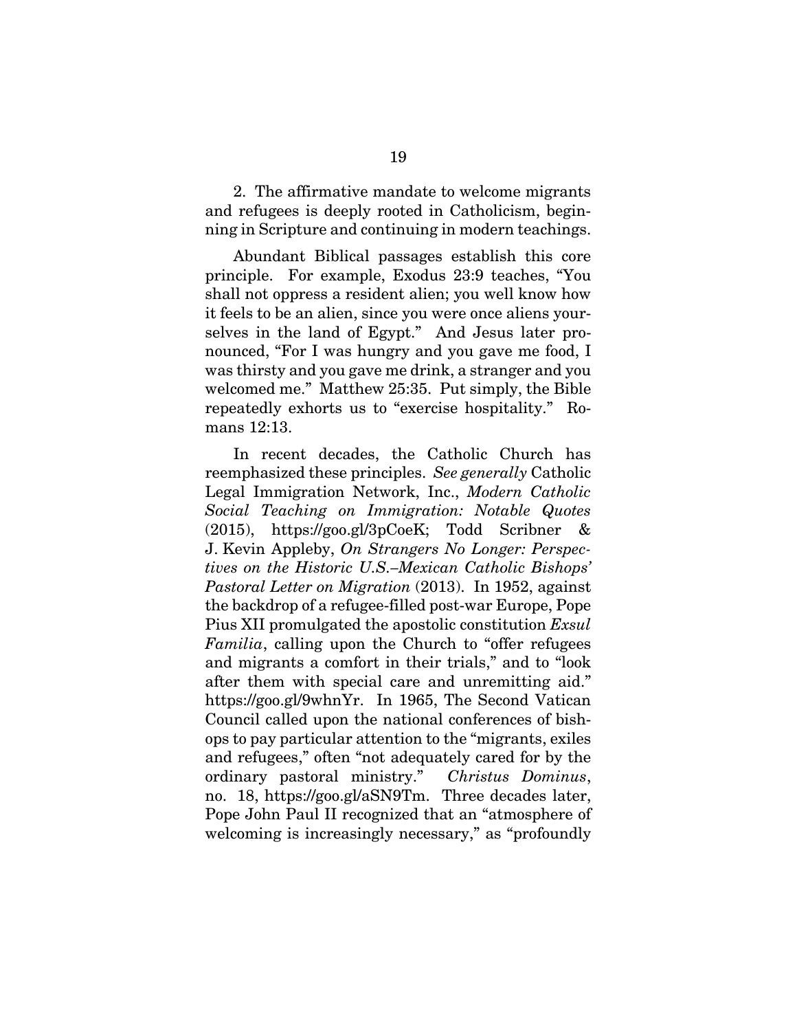2. The affirmative mandate to welcome migrants and refugees is deeply rooted in Catholicism, beginning in Scripture and continuing in modern teachings.

Abundant Biblical passages establish this core principle. For example, Exodus 23:9 teaches, "You shall not oppress a resident alien; you well know how it feels to be an alien, since you were once aliens yourselves in the land of Egypt." And Jesus later pronounced, "For I was hungry and you gave me food, I was thirsty and you gave me drink, a stranger and you welcomed me." Matthew 25:35. Put simply, the Bible repeatedly exhorts us to "exercise hospitality." Romans 12:13.

In recent decades, the Catholic Church has reemphasized these principles. *See generally* Catholic Legal Immigration Network, Inc., *Modern Catholic Social Teaching on Immigration: Notable Quotes* (2015), https://goo.gl/3pCoeK; Todd Scribner & J. Kevin Appleby, *On Strangers No Longer: Perspectives on the Historic U.S.–Mexican Catholic Bishops' Pastoral Letter on Migration* (2013). In 1952, against the backdrop of a refugee-filled post-war Europe, Pope Pius XII promulgated the apostolic constitution *Exsul Familia*, calling upon the Church to "offer refugees and migrants a comfort in their trials," and to "look after them with special care and unremitting aid." https://goo.gl/9whnYr. In 1965, The Second Vatican Council called upon the national conferences of bishops to pay particular attention to the "migrants, exiles and refugees," often "not adequately cared for by the ordinary pastoral ministry." *Christus Dominus*, no. 18, https://goo.gl/aSN9Tm. Three decades later, Pope John Paul II recognized that an "atmosphere of welcoming is increasingly necessary," as "profoundly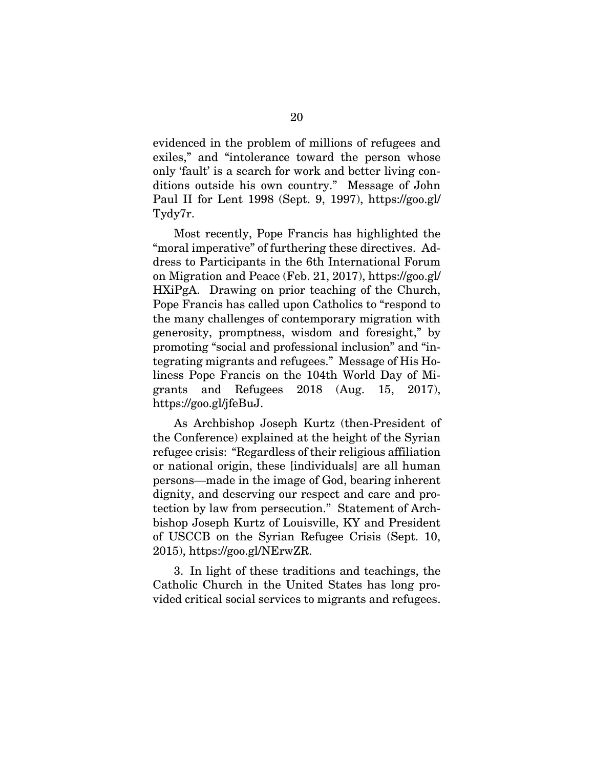evidenced in the problem of millions of refugees and exiles," and "intolerance toward the person whose only 'fault' is a search for work and better living conditions outside his own country." Message of John Paul II for Lent 1998 (Sept. 9, 1997), https://goo.gl/Tydy7r.

Most recently, Pope Francis has highlighted the "moral imperative" of furthering these directives. Address to Participants in the 6th International Forum on Migration and Peace (Feb. 21, 2017), https://goo.gl/HXiPgA. Drawing on prior teaching of the Church, Pope Francis has called upon Catholics to "respond to the many challenges of contemporary migration with generosity, promptness, wisdom and foresight," by promoting "social and professional inclusion" and "integrating migrants and refugees." Message of His Holiness Pope Francis on the 104th World Day of Migrants and Refugees 2018 (Aug. 15, 2017), https://goo.gl/jfeBuJ.

As Archbishop Joseph Kurtz (then-President of the Conference) explained at the height of the Syrian refugee crisis: "Regardless of their religious affiliation or national origin, these [individuals] are all human persons—made in the image of God, bearing inherent dignity, and deserving our respect and care and protection by law from persecution." Statement of Archbishop Joseph Kurtz of Louisville, KY and President of USCCB on the Syrian Refugee Crisis (Sept. 10, 2015), https://goo.gl/NErwZR.

3. In light of these traditions and teachings, the Catholic Church in the United States has long provided critical social services to migrants and refugees.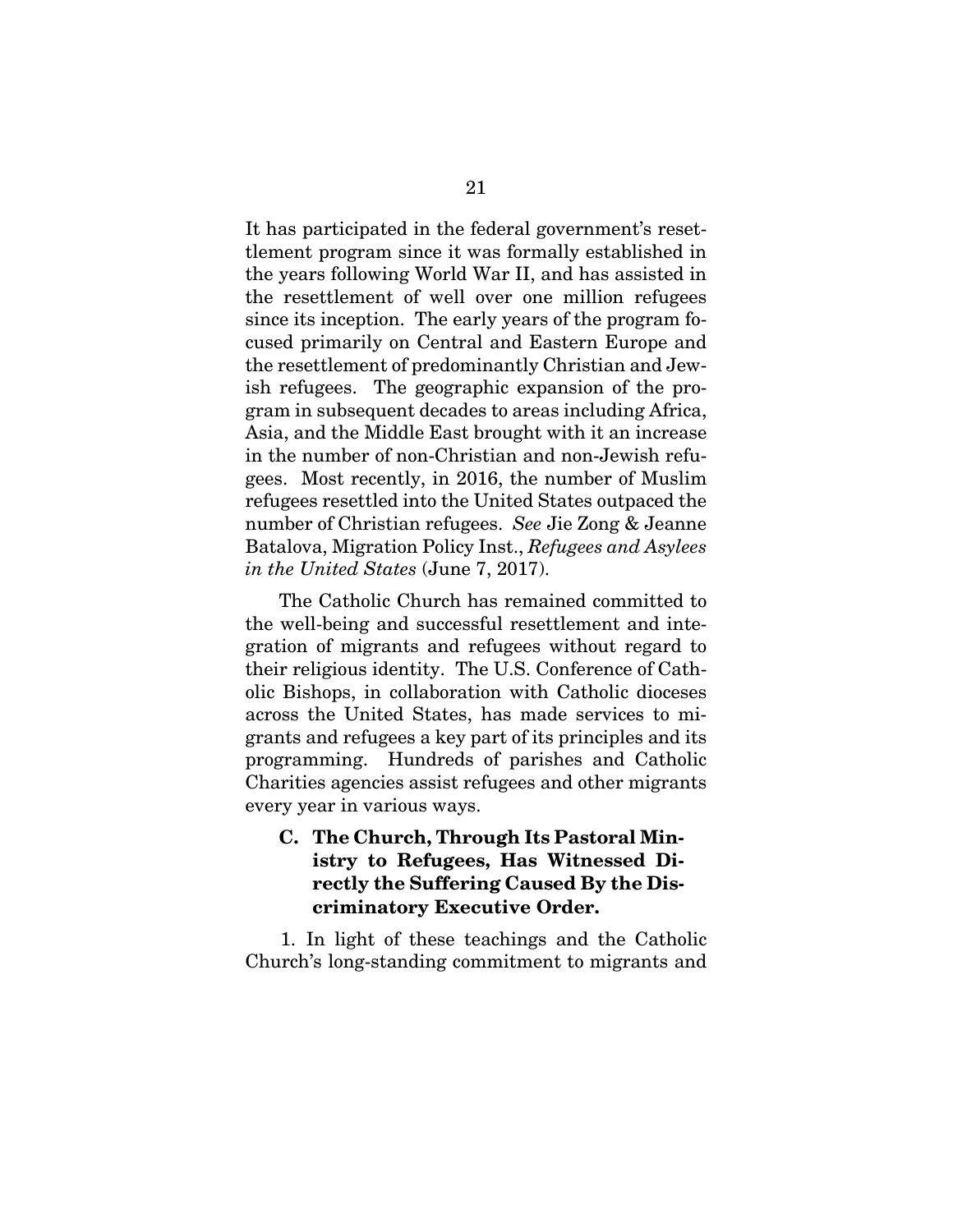It has participated in the federal government's resettlement program since it was formally established in the years following World War II, and has assisted in the resettlement of well over one million refugees since its inception. The early years of the program focused primarily on Central and Eastern Europe and the resettlement of predominantly Christian and Jewish refugees. The geographic expansion of the program in subsequent decades to areas including Africa, Asia, and the Middle East brought with it an increase in the number of non-Christian and non-Jewish refugees. Most recently, in 2016, the number of Muslim refugees resettled into the United States outpaced the number of Christian refugees. *See* Jie Zong & Jeanne Batalova, Migration Policy Inst., *Refugees and Asylees in the United States* (June 7, 2017).

The Catholic Church has remained committed to the well-being and successful resettlement and integration of migrants and refugees without regard to their religious identity. The U.S. Conference of Catholic Bishops, in collaboration with Catholic dioceses across the United States, has made services to migrants and refugees a key part of its principles and its programming. Hundreds of parishes and Catholic Charities agencies assist refugees and other migrants every year in various ways.

### C. The Church, Through Its Pastoral Ministry to Refugees, Has Witnessed Directly the Suffering Caused By the Discriminatory Executive Order.

1. In light of these teachings and the Catholic Church's long-standing commitment to migrants and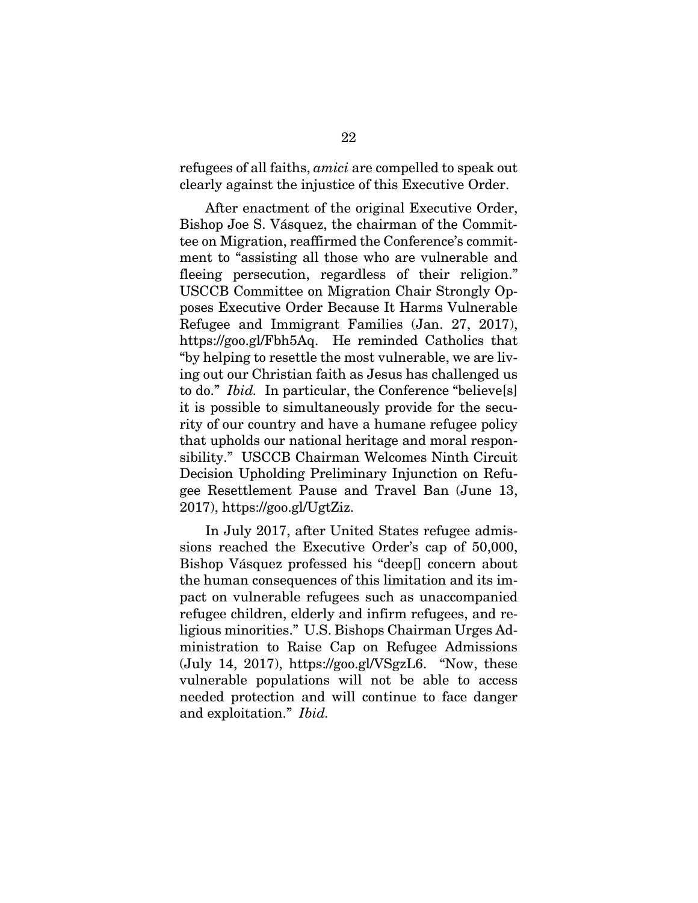refugees of all faiths, *amici* are compelled to speak out clearly against the injustice of this Executive Order.

After enactment of the original Executive Order, Bishop Joe S. Vásquez, the chairman of the Committee on Migration, reaffirmed the Conference's commitment to "assisting all those who are vulnerable and fleeing persecution, regardless of their religion." USCCB Committee on Migration Chair Strongly Opposes Executive Order Because It Harms Vulnerable Refugee and Immigrant Families (Jan. 27, 2017), https://goo.gl/Fbh5Aq. He reminded Catholics that "by helping to resettle the most vulnerable, we are living out our Christian faith as Jesus has challenged us to do." *Ibid.* In particular, the Conference "believe[s] it is possible to simultaneously provide for the security of our country and have a humane refugee policy that upholds our national heritage and moral responsibility." USCCB Chairman Welcomes Ninth Circuit Decision Upholding Preliminary Injunction on Refugee Resettlement Pause and Travel Ban (June 13, 2017), https://goo.gl/UgtZiz.

In July 2017, after United States refugee admissions reached the Executive Order's cap of 50,000, Bishop Vásquez professed his "deep[] concern about the human consequences of this limitation and its impact on vulnerable refugees such as unaccompanied refugee children, elderly and infirm refugees, and religious minorities." U.S. Bishops Chairman Urges Administration to Raise Cap on Refugee Admissions (July 14, 2017), https://goo.gl/VSgzL6. "Now, these vulnerable populations will not be able to access needed protection and will continue to face danger and exploitation." *Ibid.*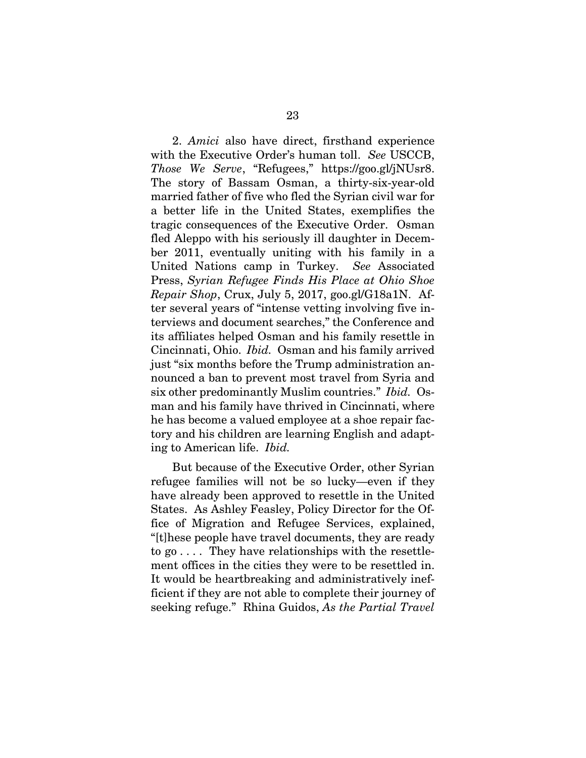2. *Amici* also have direct, firsthand experience with the Executive Order's human toll. *See* USCCB, *Those We Serve*, "Refugees," https://goo.gl/jNUsr8. The story of Bassam Osman, a thirty-six-year-old married father of five who fled the Syrian civil war for a better life in the United States, exemplifies the tragic consequences of the Executive Order. Osman fled Aleppo with his seriously ill daughter in December 2011, eventually uniting with his family in a United Nations camp in Turkey. *See* Associated Press, *Syrian Refugee Finds His Place at Ohio Shoe Repair Shop*, Crux, July 5, 2017, goo.gl/G18a1N. After several years of "intense vetting involving five interviews and document searches," the Conference and its affiliates helped Osman and his family resettle in Cincinnati, Ohio. *Ibid.* Osman and his family arrived just "six months before the Trump administration announced a ban to prevent most travel from Syria and six other predominantly Muslim countries." *Ibid.* Osman and his family have thrived in Cincinnati, where he has become a valued employee at a shoe repair factory and his children are learning English and adapting to American life. *Ibid.*

But because of the Executive Order, other Syrian refugee families will not be so lucky—even if they have already been approved to resettle in the United States. As Ashley Feasley, Policy Director for the Office of Migration and Refugee Services, explained, "[t]hese people have travel documents, they are ready to go . . . . They have relationships with the resettlement offices in the cities they were to be resettled in. It would be heartbreaking and administratively inefficient if they are not able to complete their journey of seeking refuge." Rhina Guidos, *As the Partial Travel*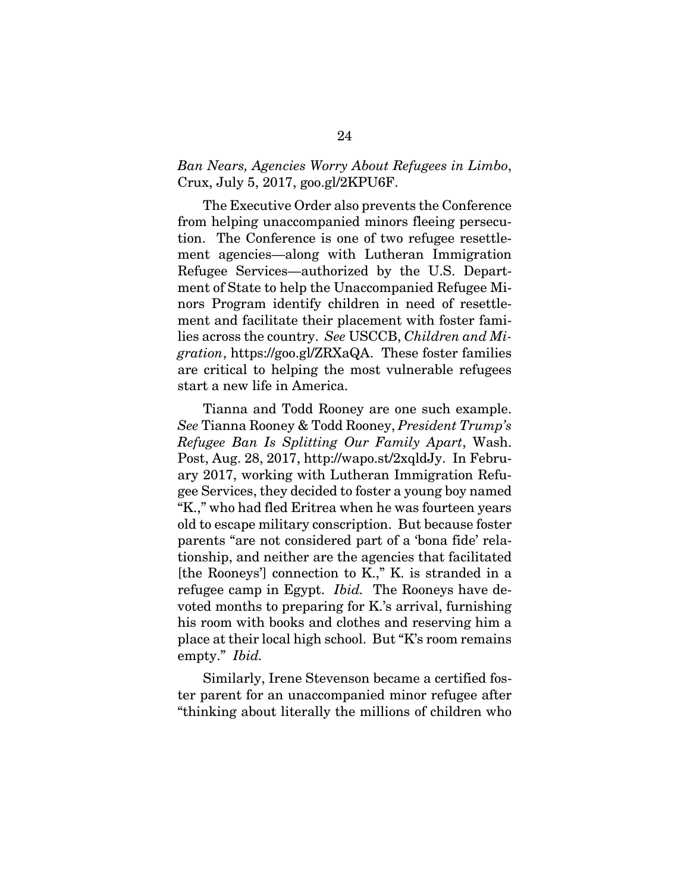*Ban Nears, Agencies Worry About Refugees in Limbo*, Crux, July 5, 2017, goo.gl/2KPU6F.

The Executive Order also prevents the Conference from helping unaccompanied minors fleeing persecution. The Conference is one of two refugee resettlement agencies—along with Lutheran Immigration Refugee Services—authorized by the U.S. Department of State to help the Unaccompanied Refugee Minors Program identify children in need of resettlement and facilitate their placement with foster families across the country. *See* USCCB, *Children and Migration*, https://goo.gl/ZRXaQA. These foster families are critical to helping the most vulnerable refugees start a new life in America.

Tianna and Todd Rooney are one such example. *See* Tianna Rooney & Todd Rooney, *President Trump's Refugee Ban Is Splitting Our Family Apart*, Wash. Post, Aug. 28, 2017, http://wapo.st/2xqldJy. In February 2017, working with Lutheran Immigration Refugee Services, they decided to foster a young boy named "K.," who had fled Eritrea when he was fourteen years old to escape military conscription. But because foster parents "are not considered part of a 'bona fide' relationship, and neither are the agencies that facilitated [the Rooneys'] connection to K.," K. is stranded in a refugee camp in Egypt. *Ibid.* The Rooneys have devoted months to preparing for K.'s arrival, furnishing his room with books and clothes and reserving him a place at their local high school. But "K's room remains empty." *Ibid.*

Similarly, Irene Stevenson became a certified foster parent for an unaccompanied minor refugee after "thinking about literally the millions of children who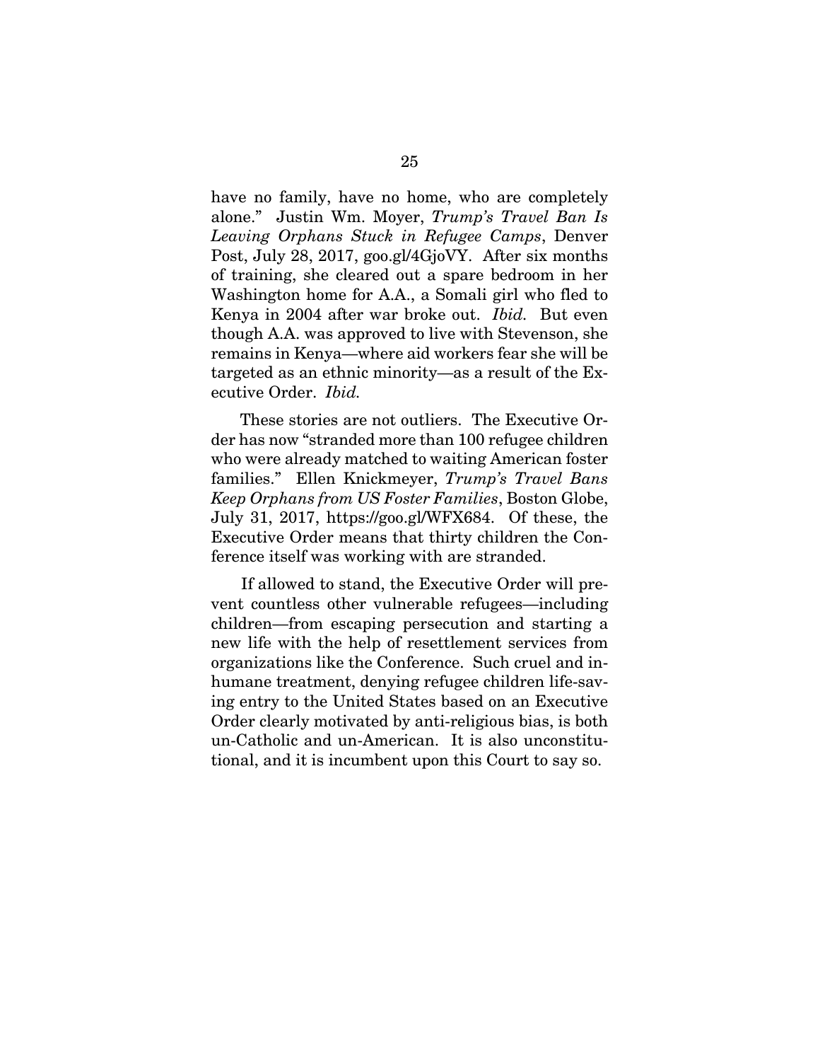have no family, have no home, who are completely alone." Justin Wm. Moyer, *Trump's Travel Ban Is Leaving Orphans Stuck in Refugee Camps*, Denver Post, July 28, 2017, goo.gl/4GjoVY. After six months of training, she cleared out a spare bedroom in her Washington home for A.A., a Somali girl who fled to Kenya in 2004 after war broke out. *Ibid.* But even though A.A. was approved to live with Stevenson, she remains in Kenya—where aid workers fear she will be targeted as an ethnic minority—as a result of the Executive Order. *Ibid.*

These stories are not outliers. The Executive Order has now "stranded more than 100 refugee children who were already matched to waiting American foster families." Ellen Knickmeyer, *Trump's Travel Bans Keep Orphans from US Foster Families*, Boston Globe, July 31, 2017, https://goo.gl/WFX684. Of these, the Executive Order means that thirty children the Conference itself was working with are stranded.

If allowed to stand, the Executive Order will prevent countless other vulnerable refugees—including children—from escaping persecution and starting a new life with the help of resettlement services from organizations like the Conference. Such cruel and inhumane treatment, denying refugee children life-saving entry to the United States based on an Executive Order clearly motivated by anti-religious bias, is both un-Catholic and un-American. It is also unconstitutional, and it is incumbent upon this Court to say so.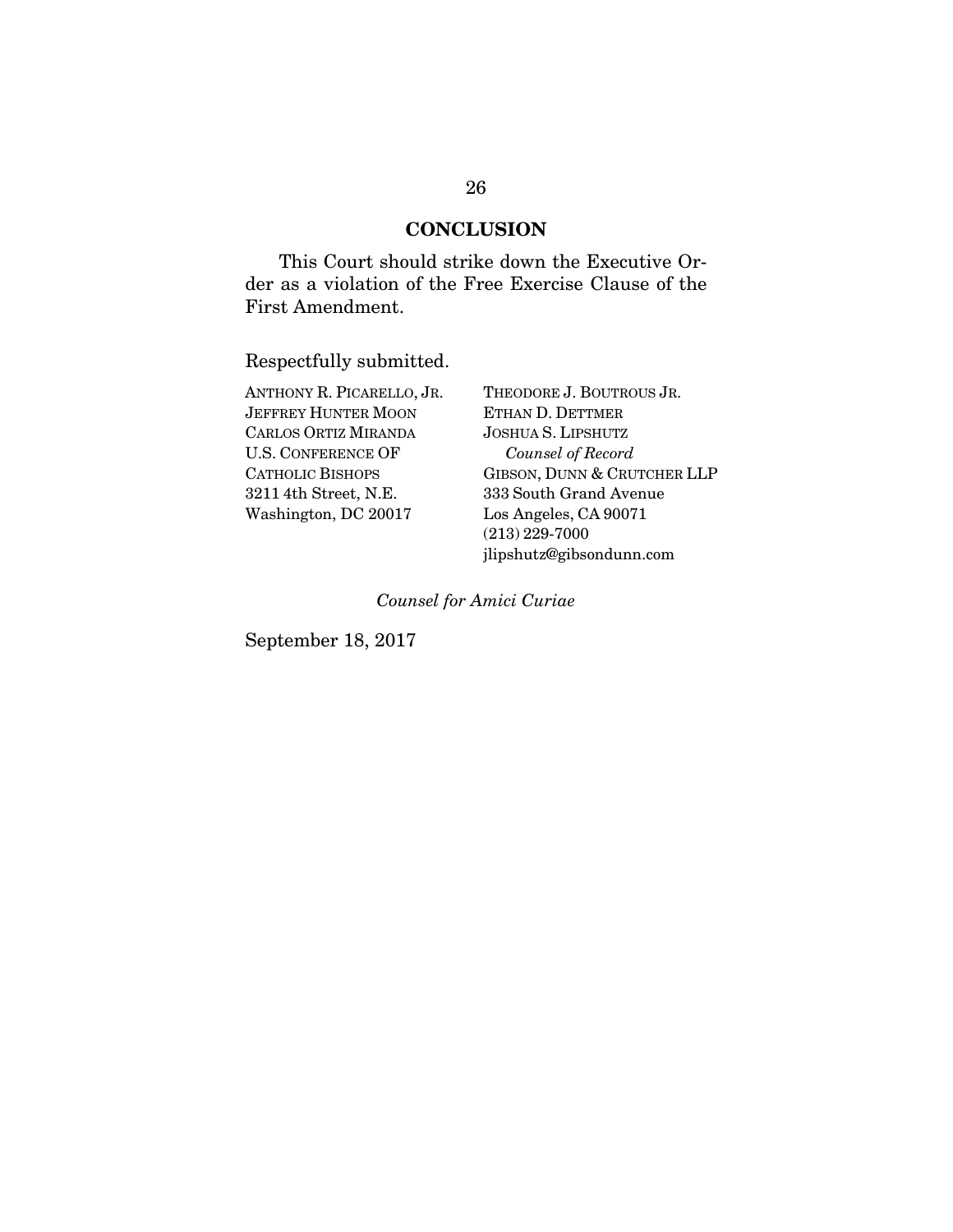## CONCLUSION

This Court should strike down the Executive Order as a violation of the Free Exercise Clause of the First Amendment.

Respectfully submitted.

ANTHONY R. PICARELLO, JR.
JEFFREY HUNTER MOON
CARLOS ORTIZ MIRANDA
U.S. CONFERENCE OF CATHOLIC BISHOPS
3211 4th Street, N.E.
Washington, DC 20017

THEODORE J. BOUTROUS JR.
ETHAN D. DETTMER
JOSHUA S. LIPSHUTZ
*Counsel of Record*
GIBSON, DUNN & CRUTCHER LLP
333 South Grand Avenue
Los Angeles, CA 90071
(213) 229-7000
jlipshutz@gibsondunn.com

*Counsel for Amici Curiae*

September 18, 2017